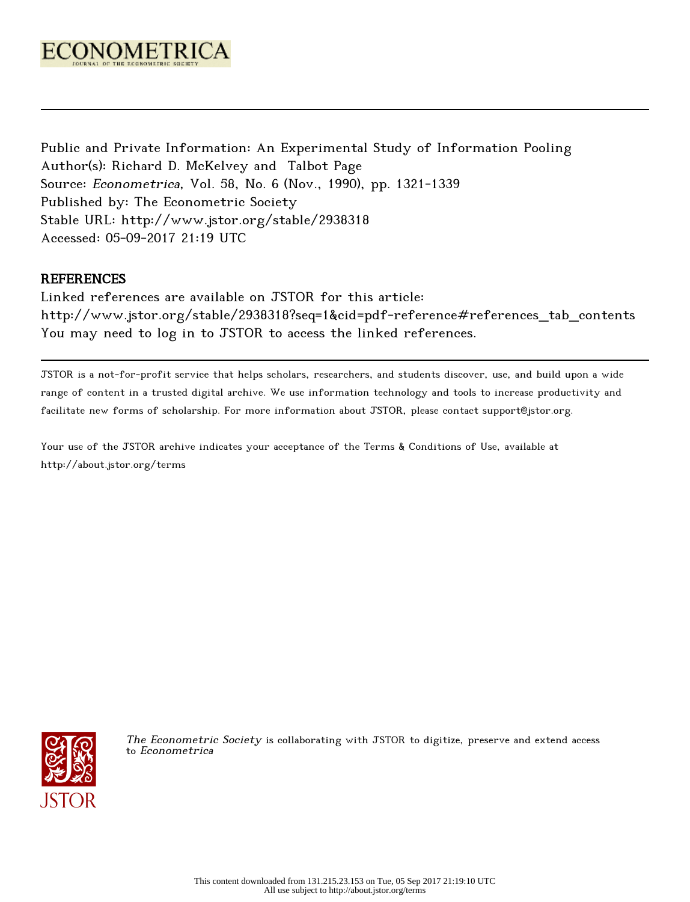ECONOMETRICA

JOURNAL OF THE ECONOMETRIC SOCIETY

Public and Private Information: An Experimental Study of Information Pooling
Author(s): Richard D. McKelvey and Talbot Page
Source: *Econometrica*, Vol. 58, No. 6 (Nov., 1990), pp. 1321-1339
Published by: The Econometric Society
Stable URL: http://www.jstor.org/stable/2938318
Accessed: 05-09-2017 21:19 UTC

## REFERENCES

Linked references are available on JSTOR for this article:
http://www.jstor.org/stable/2938318?seq=1&cid=pdf-reference#references_tab_contents
You may need to log in to JSTOR to access the linked references.

JSTOR is a not-for-profit service that helps scholars, researchers, and students discover, use, and build upon a wide range of content in a trusted digital archive. We use information technology and tools to increase productivity and facilitate new forms of scholarship. For more information about JSTOR, please contact support@jstor.org.

Your use of the JSTOR archive indicates your acceptance of the Terms & Conditions of Use, available at
http://about.jstor.org/terms

*The Econometric Society* is collaborating with JSTOR to digitize, preserve and extend access to *Econometrica*

This content downloaded from 131.215.23.153 on Tue, 05 Sep 2017 21:19:10 UTC
All use subject to http://about.jstor.org/terms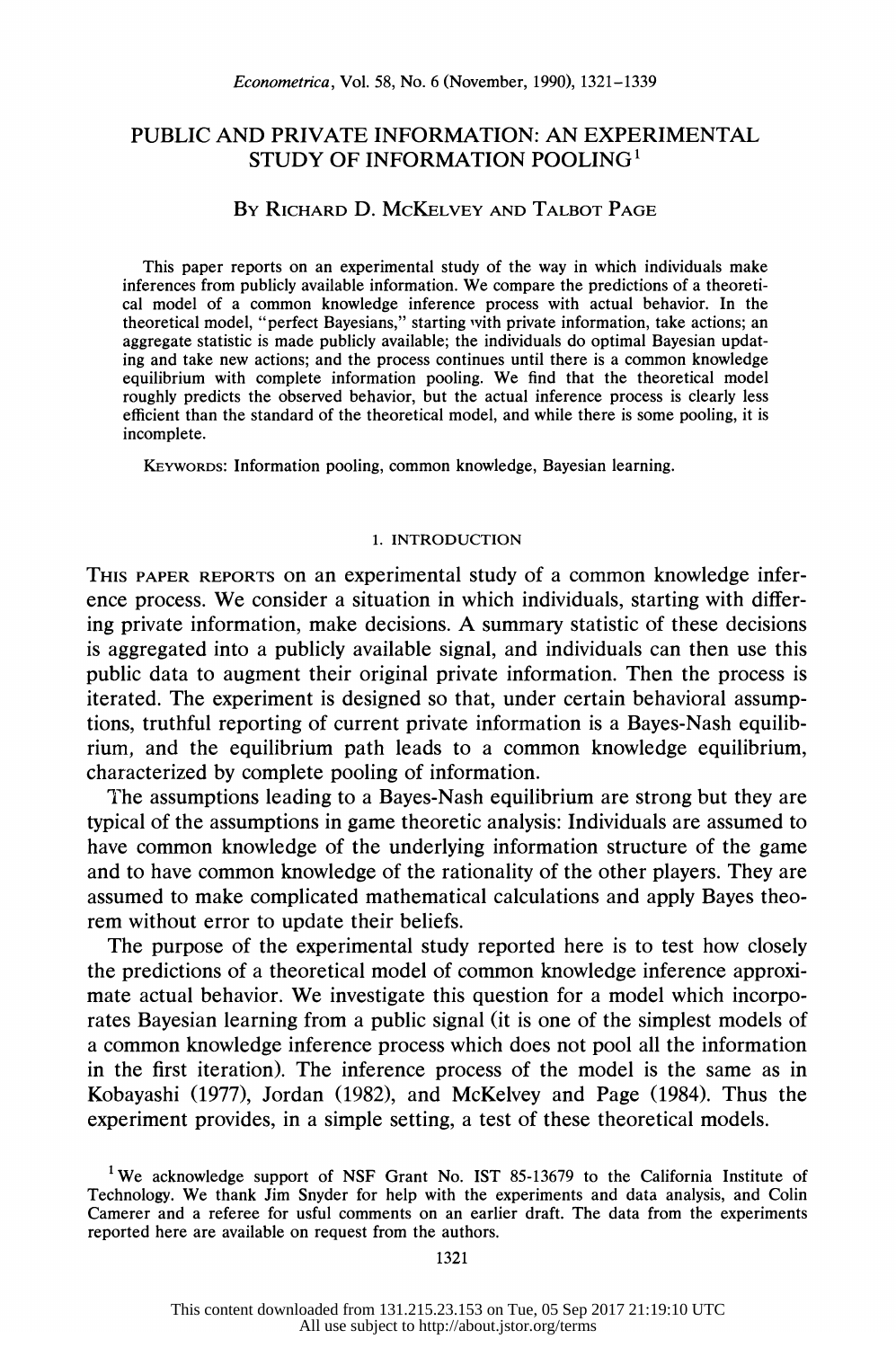# PUBLIC AND PRIVATE INFORMATION: AN EXPERIMENTAL STUDY OF INFORMATION POOLING[1]

By Richard D. McKelvey and Talbot Page

This paper reports on an experimental study of the way in which individuals make inferences from publicly available information. We compare the predictions of a theoretical model of a common knowledge inference process with actual behavior. In the theoretical model, "perfect Bayesians," starting with private information, take actions; an aggregate statistic is made publicly available; the individuals do optimal Bayesian updating and take new actions; and the process continues until there is a common knowledge equilibrium with complete information pooling. We find that the theoretical model roughly predicts the observed behavior, but the actual inference process is clearly less efficient than the standard of the theoretical model, and while there is some pooling, it is incomplete.

Keywords: Information pooling, common knowledge, Bayesian learning.

## 1. INTRODUCTION

This paper reports on an experimental study of a common knowledge inference process. We consider a situation in which individuals, starting with differing private information, make decisions. A summary statistic of these decisions is aggregated into a publicly available signal, and individuals can then use this public data to augment their original private information. Then the process is iterated. The experiment is designed so that, under certain behavioral assumptions, truthful reporting of current private information is a Bayes-Nash equilibrium, and the equilibrium path leads to a common knowledge equilibrium, characterized by complete pooling of information.

The assumptions leading to a Bayes-Nash equilibrium are strong but they are typical of the assumptions in game theoretic analysis: Individuals are assumed to have common knowledge of the underlying information structure of the game and to have common knowledge of the rationality of the other players. They are assumed to make complicated mathematical calculations and apply Bayes theorem without error to update their beliefs.

The purpose of the experimental study reported here is to test how closely the predictions of a theoretical model of common knowledge inference approximate actual behavior. We investigate this question for a model which incorporates Bayesian learning from a public signal (it is one of the simplest models of a common knowledge inference process which does not pool all the information in the first iteration). The inference process of the model is the same as in Kobayashi (1977), Jordan (1982), and McKelvey and Page (1984). Thus the experiment provides, in a simple setting, a test of these theoretical models.

[1] We acknowledge support of NSF Grant No. IST 85-13679 to the California Institute of Technology. We thank Jim Snyder for help with the experiments and data analysis, and Colin Camerer and a referee for usful comments on an earlier draft. The data from the experiments reported here are available on request from the authors.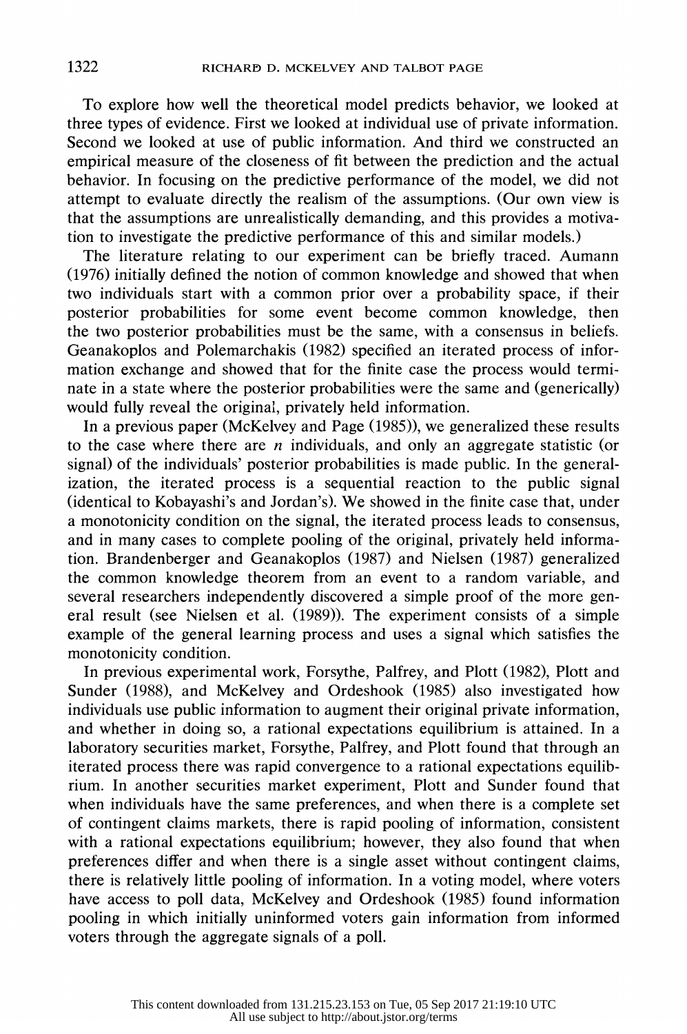To explore how well the theoretical model predicts behavior, we looked at three types of evidence. First we looked at individual use of private information. Second we looked at use of public information. And third we constructed an empirical measure of the closeness of fit between the prediction and the actual behavior. In focusing on the predictive performance of the model, we did not attempt to evaluate directly the realism of the assumptions. (Our own view is that the assumptions are unrealistically demanding, and this provides a motivation to investigate the predictive performance of this and similar models.)

The literature relating to our experiment can be briefly traced. Aumann (1976) initially defined the notion of common knowledge and showed that when two individuals start with a common prior over a probability space, if their posterior probabilities for some event become common knowledge, then the two posterior probabilities must be the same, with a consensus in beliefs. Geanakoplos and Polemarchakis (1982) specified an iterated process of information exchange and showed that for the finite case the process would terminate in a state where the posterior probabilities were the same and (generically) would fully reveal the original, privately held information.

In a previous paper (McKelvey and Page (1985)), we generalized these results to the case where there are $n$ individuals, and only an aggregate statistic (or signal) of the individuals' posterior probabilities is made public. In the generalization, the iterated process is a sequential reaction to the public signal (identical to Kobayashi's and Jordan's). We showed in the finite case that, under a monotonicity condition on the signal, the iterated process leads to consensus, and in many cases to complete pooling of the original, privately held information. Brandenberger and Geanakoplos (1987) and Nielsen (1987) generalized the common knowledge theorem from an event to a random variable, and several researchers independently discovered a simple proof of the more general result (see Nielsen et al. (1989)). The experiment consists of a simple example of the general learning process and uses a signal which satisfies the monotonicity condition.

In previous experimental work, Forsythe, Palfrey, and Plott (1982), Plott and Sunder (1988), and McKelvey and Ordeshook (1985) also investigated how individuals use public information to augment their original private information, and whether in doing so, a rational expectations equilibrium is attained. In a laboratory securities market, Forsythe, Palfrey, and Plott found that through an iterated process there was rapid convergence to a rational expectations equilibrium. In another securities market experiment, Plott and Sunder found that when individuals have the same preferences, and when there is a complete set of contingent claims markets, there is rapid pooling of information, consistent with a rational expectations equilibrium; however, they also found that when preferences differ and when there is a single asset without contingent claims, there is relatively little pooling of information. In a voting model, where voters have access to poll data, McKelvey and Ordeshook (1985) found information pooling in which initially uninformed voters gain information from informed voters through the aggregate signals of a poll.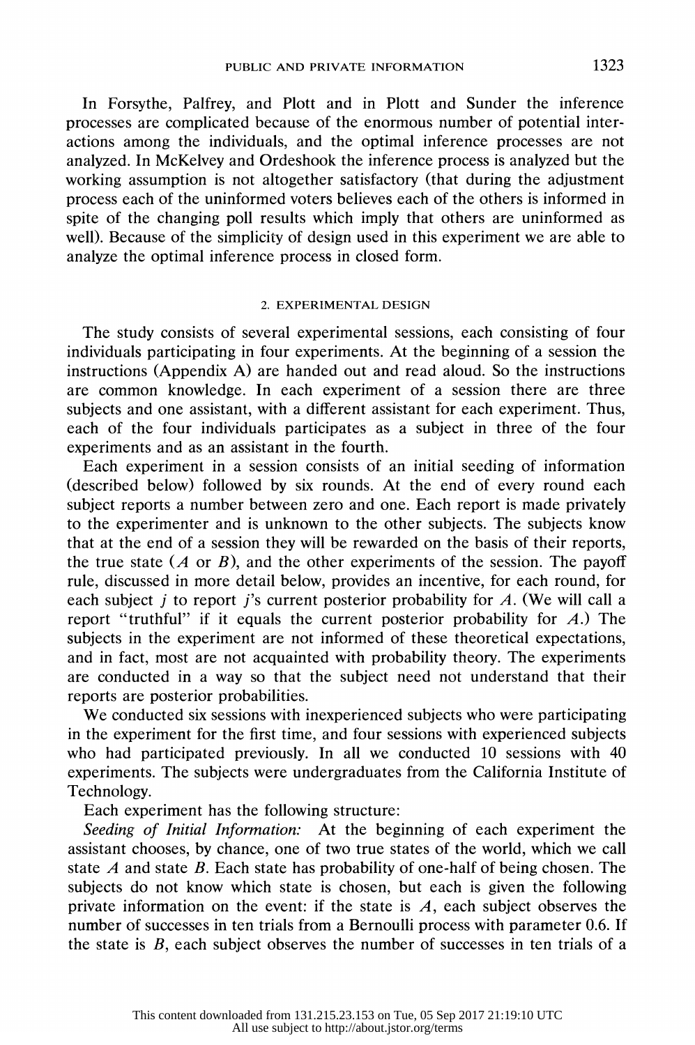In Forsythe, Palfrey, and Plott and in Plott and Sunder the inference processes are complicated because of the enormous number of potential interactions among the individuals, and the optimal inference processes are not analyzed. In McKelvey and Ordeshook the inference process is analyzed but the working assumption is not altogether satisfactory (that during the adjustment process each of the uninformed voters believes each of the others is informed in spite of the changing poll results which imply that others are uninformed as well). Because of the simplicity of design used in this experiment we are able to analyze the optimal inference process in closed form.

## 2. EXPERIMENTAL DESIGN

The study consists of several experimental sessions, each consisting of four individuals participating in four experiments. At the beginning of a session the instructions (Appendix A) are handed out and read aloud. So the instructions are common knowledge. In each experiment of a session there are three subjects and one assistant, with a different assistant for each experiment. Thus, each of the four individuals participates as a subject in three of the four experiments and as an assistant in the fourth.

Each experiment in a session consists of an initial seeding of information (described below) followed by six rounds. At the end of every round each subject reports a number between zero and one. Each report is made privately to the experimenter and is unknown to the other subjects. The subjects know that at the end of a session they will be rewarded on the basis of their reports, the true state ($A$ or $B$), and the other experiments of the session. The payoff rule, discussed in more detail below, provides an incentive, for each round, for each subject $j$ to report $j$'s current posterior probability for $A$. (We will call a report "truthful" if it equals the current posterior probability for $A$.) The subjects in the experiment are not informed of these theoretical expectations, and in fact, most are not acquainted with probability theory. The experiments are conducted in a way so that the subject need not understand that their reports are posterior probabilities.

We conducted six sessions with inexperienced subjects who were participating in the experiment for the first time, and four sessions with experienced subjects who had participated previously. In all we conducted 10 sessions with 40 experiments. The subjects were undergraduates from the California Institute of Technology.

Each experiment has the following structure:

*Seeding of Initial Information:* At the beginning of each experiment the assistant chooses, by chance, one of two true states of the world, which we call state $A$ and state $B$. Each state has probability of one-half of being chosen. The subjects do not know which state is chosen, but each is given the following private information on the event: if the state is $A$, each subject observes the number of successes in ten trials from a Bernoulli process with parameter 0.6. If the state is $B$, each subject observes the number of successes in ten trials of a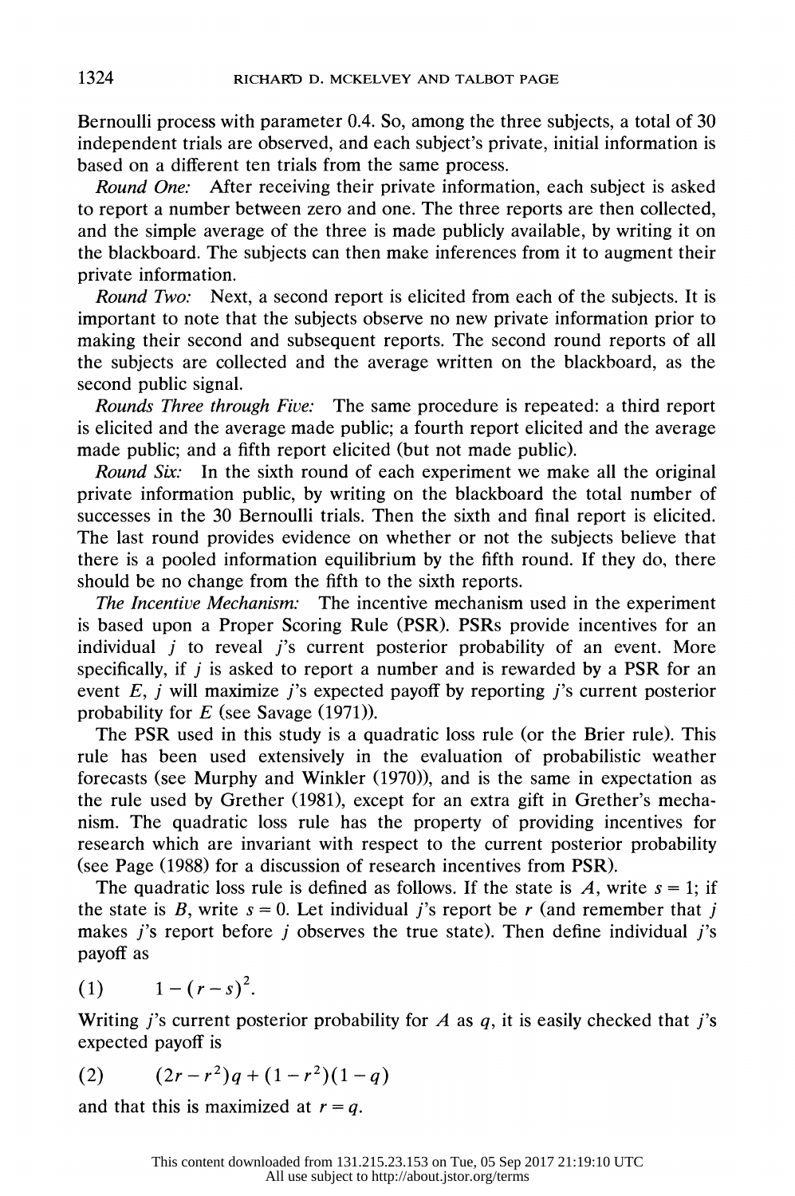Bernoulli process with parameter 0.4. So, among the three subjects, a total of 30 independent trials are observed, and each subject's private, initial information is based on a different ten trials from the same process.

*Round One:* After receiving their private information, each subject is asked to report a number between zero and one. The three reports are then collected, and the simple average of the three is made publicly available, by writing it on the blackboard. The subjects can then make inferences from it to augment their private information.

*Round Two:* Next, a second report is elicited from each of the subjects. It is important to note that the subjects observe no new private information prior to making their second and subsequent reports. The second round reports of all the subjects are collected and the average written on the blackboard, as the second public signal.

*Rounds Three through Five:* The same procedure is repeated: a third report is elicited and the average made public; a fourth report elicited and the average made public; and a fifth report elicited (but not made public).

*Round Six:* In the sixth round of each experiment we make all the original private information public, by writing on the blackboard the total number of successes in the 30 Bernoulli trials. Then the sixth and final report is elicited. The last round provides evidence on whether or not the subjects believe that there is a pooled information equilibrium by the fifth round. If they do, there should be no change from the fifth to the sixth reports.

*The Incentive Mechanism:* The incentive mechanism used in the experiment is based upon a Proper Scoring Rule (PSR). PSRs provide incentives for an individual $j$ to reveal $j$'s current posterior probability of an event. More specifically, if $j$ is asked to report a number and is rewarded by a PSR for an event $E$, $j$ will maximize $j$'s expected payoff by reporting $j$'s current posterior probability for $E$ (see Savage (1971)).

The PSR used in this study is a quadratic loss rule (or the Brier rule). This rule has been used extensively in the evaluation of probabilistic weather forecasts (see Murphy and Winkler (1970)), and is the same in expectation as the rule used by Grether (1981), except for an extra gift in Grether's mechanism. The quadratic loss rule has the property of providing incentives for research which are invariant with respect to the current posterior probability (see Page (1988) for a discussion of research incentives from PSR).

The quadratic loss rule is defined as follows. If the state is $A$, write $s = 1$; if the state is $B$, write $s = 0$. Let individual $j$'s report be $r$ (and remember that $j$ makes $j$'s report before $j$ observes the true state). Then define individual $j$'s payoff as

$$(1) \qquad 1 - (r - s)^2.$$

Writing $j$'s current posterior probability for $A$ as $q$, it is easily checked that $j$'s expected payoff is

$$(2) \qquad (2r - r^2)q + (1 - r^2)(1 - q)$$

and that this is maximized at $r = q$.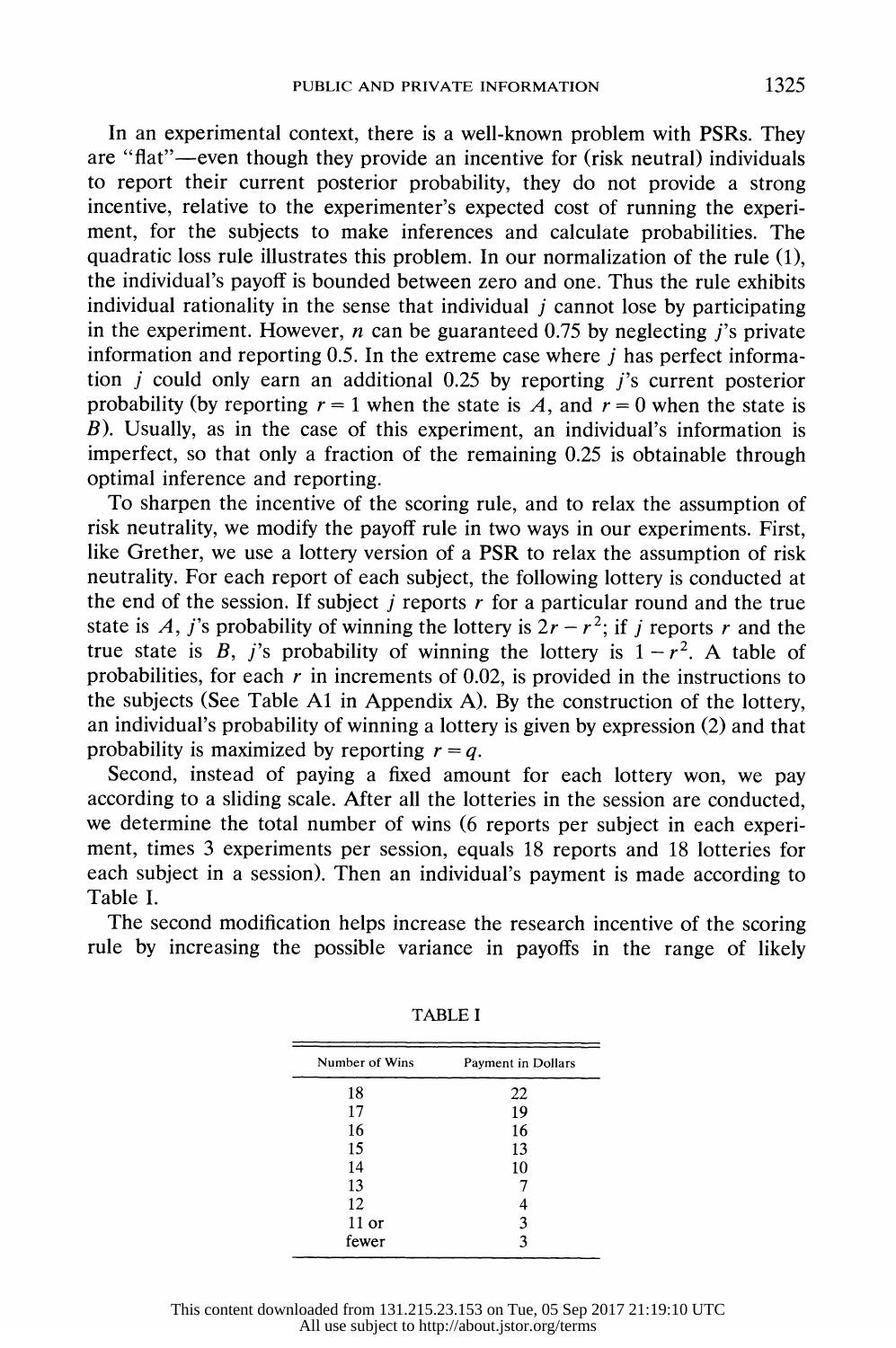In an experimental context, there is a well-known problem with PSRs. They are "flat"—even though they provide an incentive for (risk neutral) individuals to report their current posterior probability, they do not provide a strong incentive, relative to the experimenter's expected cost of running the experiment, for the subjects to make inferences and calculate probabilities. The quadratic loss rule illustrates this problem. In our normalization of the rule (1), the individual's payoff is bounded between zero and one. Thus the rule exhibits individual rationality in the sense that individual $j$ cannot lose by participating in the experiment. However, $n$ can be guaranteed 0.75 by neglecting $j$'s private information and reporting 0.5. In the extreme case where $j$ has perfect information $j$ could only earn an additional 0.25 by reporting $j$'s current posterior probability (by reporting $r = 1$ when the state is $A$, and $r = 0$ when the state is $B$). Usually, as in the case of this experiment, an individual's information is imperfect, so that only a fraction of the remaining 0.25 is obtainable through optimal inference and reporting.

To sharpen the incentive of the scoring rule, and to relax the assumption of risk neutrality, we modify the payoff rule in two ways in our experiments. First, like Grether, we use a lottery version of a PSR to relax the assumption of risk neutrality. For each report of each subject, the following lottery is conducted at the end of the session. If subject $j$ reports $r$ for a particular round and the true state is $A$, $j$'s probability of winning the lottery is $2r - r^2$; if $j$ reports $r$ and the true state is $B$, $j$'s probability of winning the lottery is $1 - r^2$. A table of probabilities, for each $r$ in increments of 0.02, is provided in the instructions to the subjects (See Table A1 in Appendix A). By the construction of the lottery, an individual's probability of winning a lottery is given by expression (2) and that probability is maximized by reporting $r = q$.

Second, instead of paying a fixed amount for each lottery won, we pay according to a sliding scale. After all the lotteries in the session are conducted, we determine the total number of wins (6 reports per subject in each experiment, times 3 experiments per session, equals 18 reports and 18 lotteries for each subject in a session). Then an individual's payment is made according to Table I.

The second modification helps increase the research incentive of the scoring rule by increasing the possible variance in payoffs in the range of likely

TABLE I

| Number of Wins | Payment in Dollars |
|---|---|
| 18 | 22 |
| 17 | 19 |
| 16 | 16 |
| 15 | 13 |
| 14 | 10 |
| 13 | 7 |
| 12 | 4 |
| 11 or | 3 |
| fewer | 3 |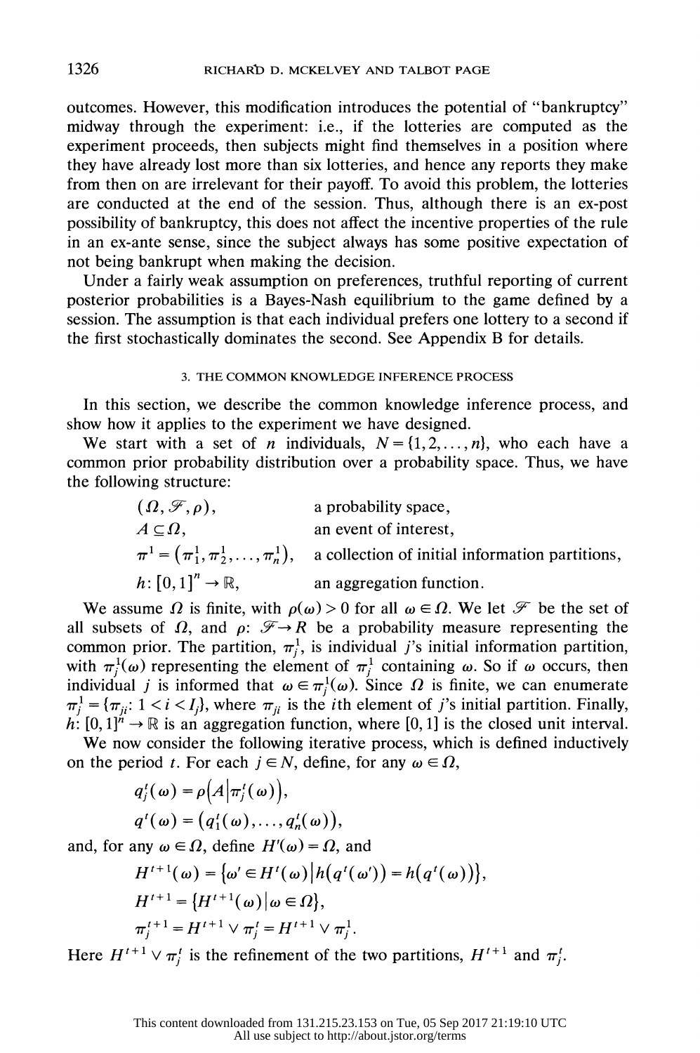outcomes. However, this modification introduces the potential of "bankruptcy" midway through the experiment: i.e., if the lotteries are computed as the experiment proceeds, then subjects might find themselves in a position where they have already lost more than six lotteries, and hence any reports they make from then on are irrelevant for their payoff. To avoid this problem, the lotteries are conducted at the end of the session. Thus, although there is an ex-post possibility of bankruptcy, this does not affect the incentive properties of the rule in an ex-ante sense, since the subject always has some positive expectation of not being bankrupt when making the decision.

Under a fairly weak assumption on preferences, truthful reporting of current posterior probabilities is a Bayes-Nash equilibrium to the game defined by a session. The assumption is that each individual prefers one lottery to a second if the first stochastically dominates the second. See Appendix B for details.

## 3. THE COMMON KNOWLEDGE INFERENCE PROCESS

In this section, we describe the common knowledge inference process, and show how it applies to the experiment we have designed.

We start with a set of $n$ individuals, $N = \{1, 2, \ldots, n\}$, who each have a common prior probability distribution over a probability space. Thus, we have the following structure:

| | |
|---|---|
| $(\Omega, \mathscr{F}, \rho)$, | a probability space, |
| $A \subseteq \Omega$, | an event of interest, |
| $\pi^1 = (\pi_1^1, \pi_2^1, \ldots, \pi_n^1)$, | a collection of initial information partitions, |
| $h\colon [0,1]^n \to \mathbb{R}$, | an aggregation function. |

We assume $\Omega$ is finite, with $\rho(\omega) > 0$ for all $\omega \in \Omega$. We let $\mathscr{F}$ be the set of all subsets of $\Omega$, and $\rho\colon \mathscr{F} \to R$ be a probability measure representing the common prior. The partition, $\pi_j^1$, is individual $j$'s initial information partition, with $\pi_j^1(\omega)$ representing the element of $\pi_j^1$ containing $\omega$. So if $\omega$ occurs, then individual $j$ is informed that $\omega \in \pi_j^1(\omega)$. Since $\Omega$ is finite, we can enumerate $\pi_j^1 = \{\pi_{ji}\colon 1 < i < I_j\}$, where $\pi_{ji}$ is the $i$th element of $j$'s initial partition. Finally, $h\colon [0,1]^n \to \mathbb{R}$ is an aggregation function, where $[0,1]$ is the closed unit interval.

We now consider the following iterative process, which is defined inductively on the period $t$. For each $j \in N$, define, for any $\omega \in \Omega$,

$$q_j^t(\omega) = \rho\left(A \middle| \pi_j^t(\omega)\right),$$

$$q^t(\omega) = \left(q_1^t(\omega), \ldots, q_n^t(\omega)\right),$$

and, for any $\omega \in \Omega$, define $H^t(\omega) = \Omega$, and

$$H^{t+1}(\omega) = \left\{\omega' \in H^t(\omega) \middle| h\left(q^t(\omega')\right) = h\left(q^t(\omega)\right)\right\},$$

$$H^{t+1} = \left\{H^{t+1}(\omega) \middle| \omega \in \Omega\right\},$$

$$\pi_j^{t+1} = H^{t+1} \vee \pi_j^t = H^{t+1} \vee \pi_j^1.$$

Here $H^{t+1} \vee \pi_j^t$ is the refinement of the two partitions, $H^{t+1}$ and $\pi_j^t$.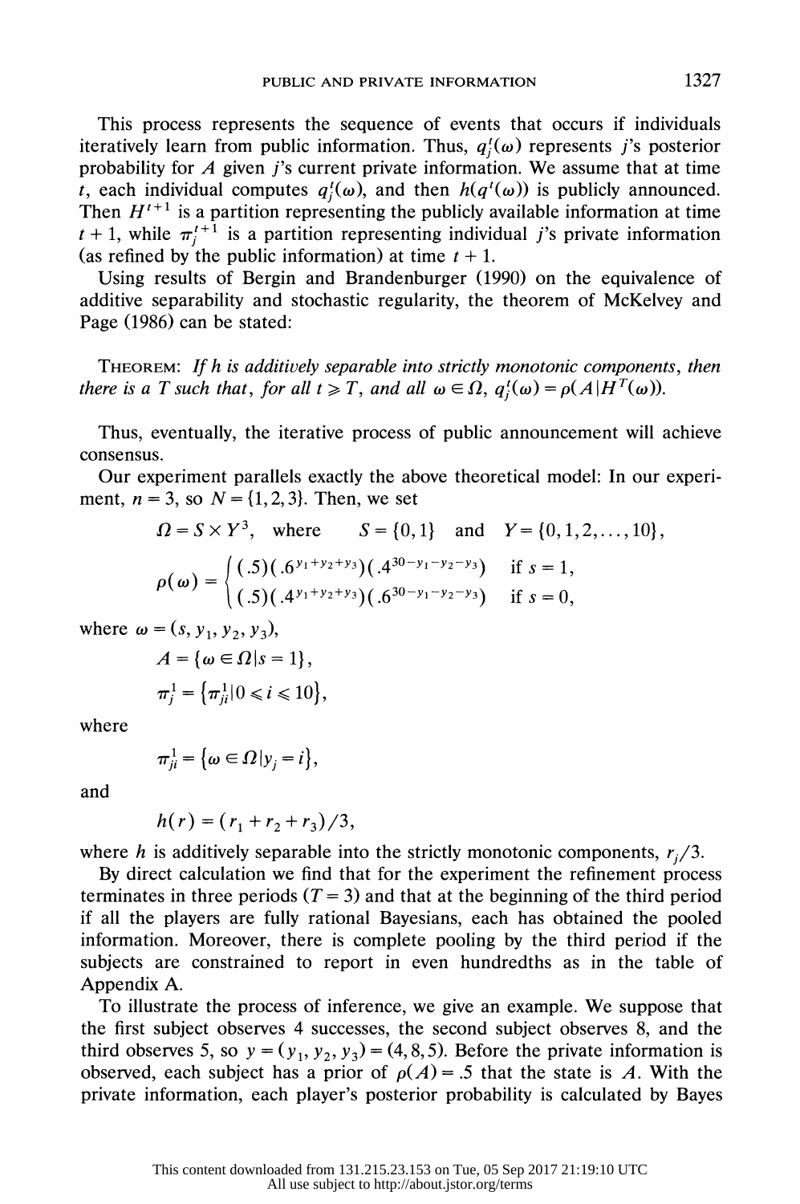This process represents the sequence of events that occurs if individuals iteratively learn from public information. Thus, $q_j^t(\omega)$ represents $j$'s posterior probability for $A$ given $j$'s current private information. We assume that at time $t$, each individual computes $q_j^t(\omega)$, and then $h(q^t(\omega))$ is publicly announced. Then $H^{t+1}$ is a partition representing the publicly available information at time $t+1$, while $\pi_j^{t+1}$ is a partition representing individual $j$'s private information (as refined by the public information) at time $t+1$.

Using results of Bergin and Brandenburger (1990) on the equivalence of additive separability and stochastic regularity, the theorem of McKelvey and Page (1986) can be stated:

THEOREM: *If $h$ is additively separable into strictly monotonic components, then there is a $T$ such that, for all $t \geqslant T$, and all $\omega \in \Omega$, $q_j^t(\omega) = \rho(A \mid H^T(\omega))$.*

Thus, eventually, the iterative process of public announcement will achieve consensus.

Our experiment parallels exactly the above theoretical model: In our experiment, $n = 3$, so $N = \{1, 2, 3\}$. Then, we set

$$\Omega = S \times Y^3, \quad \text{where} \qquad S = \{0, 1\} \quad \text{and} \quad Y = \{0, 1, 2, \ldots, 10\},$$

$$\rho(\omega) = \begin{cases} (.5)(.6^{y_1+y_2+y_3})(.4^{30-y_1-y_2-y_3}) & \text{if } s = 1, \\ (.5)(.4^{y_1+y_2+y_3})(.6^{30-y_1-y_2-y_3}) & \text{if } s = 0, \end{cases}$$

where $\omega = (s, y_1, y_2, y_3)$,

$$A = \{\omega \in \Omega \mid s = 1\},$$

$$\pi_j^1 = \{\pi_{ji}^1 \mid 0 \leqslant i \leqslant 10\},$$

where

$$\pi_{ji}^1 = \{\omega \in \Omega \mid y_j = i\},$$

and

$$h(r) = (r_1 + r_2 + r_3)/3,$$

where $h$ is additively separable into the strictly monotonic components, $r_j/3$.

By direct calculation we find that for the experiment the refinement process terminates in three periods ($T = 3$) and that at the beginning of the third period if all the players are fully rational Bayesians, each has obtained the pooled information. Moreover, there is complete pooling by the third period if the subjects are constrained to report in even hundredths as in the table of Appendix A.

To illustrate the process of inference, we give an example. We suppose that the first subject observes 4 successes, the second subject observes 8, and the third observes 5, so $y = (y_1, y_2, y_3) = (4, 8, 5)$. Before the private information is observed, each subject has a prior of $\rho(A) = .5$ that the state is $A$. With the private information, each player's posterior probability is calculated by Bayes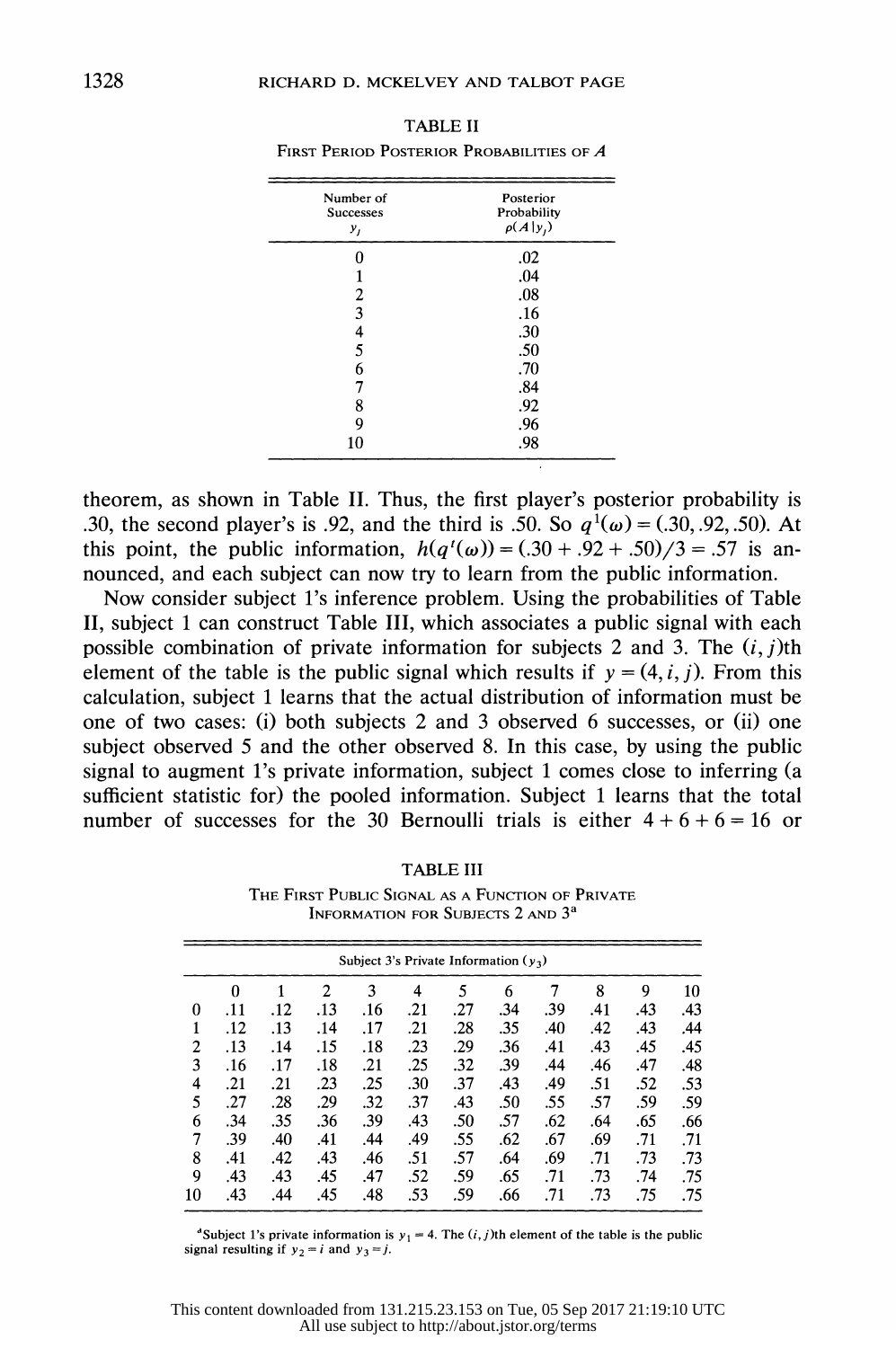TABLE II

FIRST PERIOD POSTERIOR PROBABILITIES OF $A$

| Number of Successes $y_j$ | Posterior Probability $p(A \mid y_j)$ |
|---|---|
| 0 | .02 |
| 1 | .04 |
| 2 | .08 |
| 3 | .16 |
| 4 | .30 |
| 5 | .50 |
| 6 | .70 |
| 7 | .84 |
| 8 | .92 |
| 9 | .96 |
| 10 | .98 |

theorem, as shown in Table II. Thus, the first player's posterior probability is .30, the second player's is .92, and the third is .50. So $q^1(\omega) = (.30, .92, .50)$. At this point, the public information, $h(q^t(\omega)) = (.30 + .92 + .50)/3 = .57$ is announced, and each subject can now try to learn from the public information.

Now consider subject 1's inference problem. Using the probabilities of Table II, subject 1 can construct Table III, which associates a public signal with each possible combination of private information for subjects 2 and 3. The $(i, j)$th element of the table is the public signal which results if $y = (4, i, j)$. From this calculation, subject 1 learns that the actual distribution of information must be one of two cases: (i) both subjects 2 and 3 observed 6 successes, or (ii) one subject observed 5 and the other observed 8. In this case, by using the public signal to augment 1's private information, subject 1 comes close to inferring (a sufficient statistic for) the pooled information. Subject 1 learns that the total number of successes for the 30 Bernoulli trials is either $4 + 6 + 6 = 16$ or

TABLE III

THE FIRST PUBLIC SIGNAL AS A FUNCTION OF PRIVATE INFORMATION FOR SUBJECTS 2 AND 3[a]

| | Subject 3's Private Information ($y_3$) | | | | | | | | | | |
|---|---|---|---|---|---|---|---|---|---|---|---|
| | 0 | 1 | 2 | 3 | 4 | 5 | 6 | 7 | 8 | 9 | 10 |
| 0 | .11 | .12 | .13 | .16 | .21 | .27 | .34 | .39 | .41 | .43 | .43 |
| 1 | .12 | .13 | .14 | .17 | .21 | .28 | .35 | .40 | .42 | .43 | .44 |
| 2 | .13 | .14 | .15 | .18 | .23 | .29 | .36 | .41 | .43 | .45 | .45 |
| 3 | .16 | .17 | .18 | .21 | .25 | .32 | .39 | .44 | .46 | .47 | .48 |
| 4 | .21 | .21 | .23 | .25 | .30 | .37 | .43 | .49 | .51 | .52 | .53 |
| 5 | .27 | .28 | .29 | .32 | .37 | .43 | .50 | .55 | .57 | .59 | .59 |
| 6 | .34 | .35 | .36 | .39 | .43 | .50 | .57 | .62 | .64 | .65 | .66 |
| 7 | .39 | .40 | .41 | .44 | .49 | .55 | .62 | .67 | .69 | .71 | .71 |
| 8 | .41 | .42 | .43 | .46 | .51 | .57 | .64 | .69 | .71 | .73 | .73 |
| 9 | .43 | .43 | .45 | .47 | .52 | .59 | .65 | .71 | .73 | .74 | .75 |
| 10 | .43 | .44 | .45 | .48 | .53 | .59 | .66 | .71 | .73 | .75 | .75 |

[a]Subject 1's private information is $y_1 = 4$. The $(i, j)$th element of the table is the public signal resulting if $y_2 = i$ and $y_3 = j$.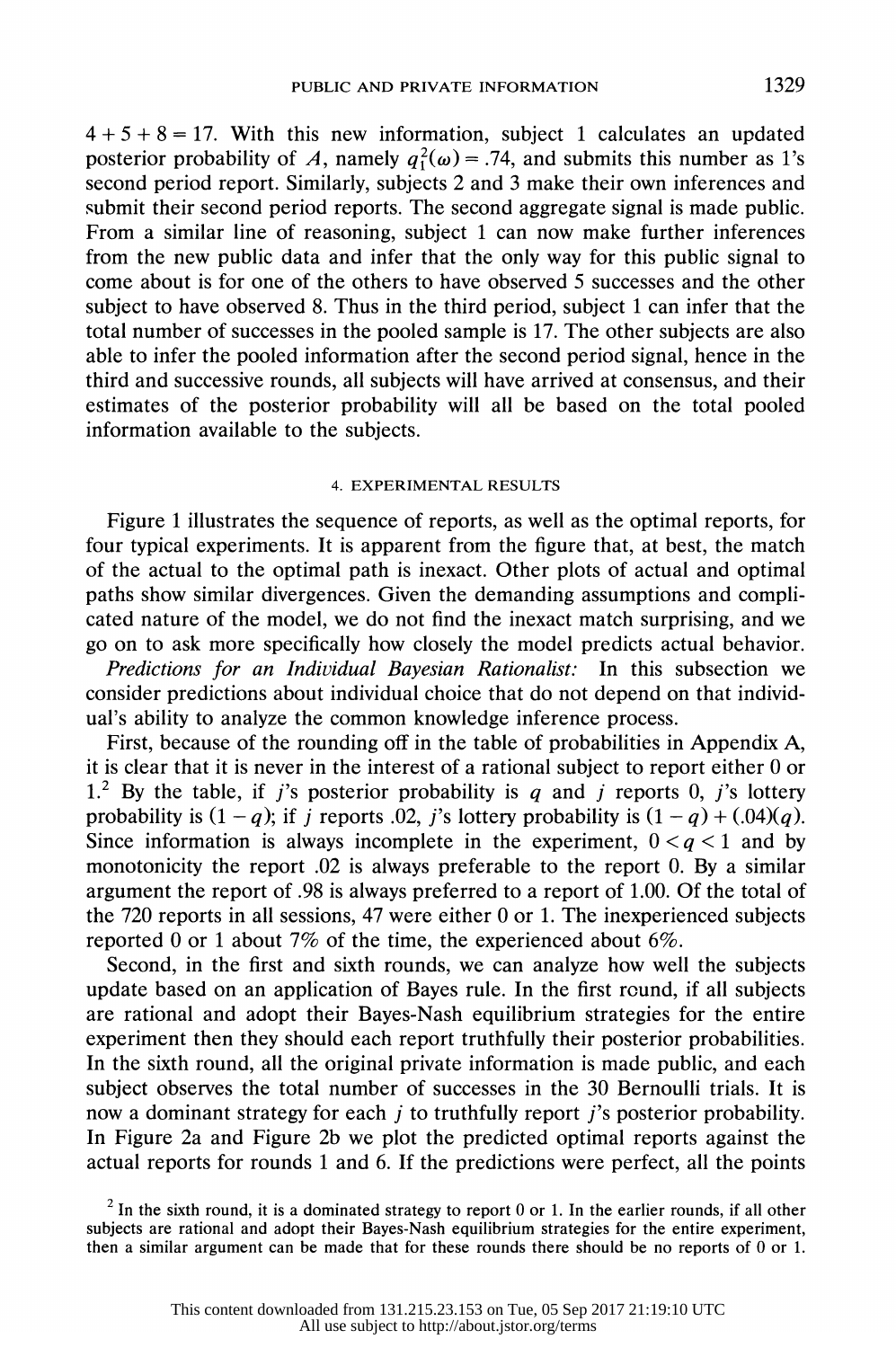$4 + 5 + 8 = 17$. With this new information, subject 1 calculates an updated posterior probability of $A$, namely $q_1^2(\omega) = .74$, and submits this number as 1's second period report. Similarly, subjects 2 and 3 make their own inferences and submit their second period reports. The second aggregate signal is made public. From a similar line of reasoning, subject 1 can now make further inferences from the new public data and infer that the only way for this public signal to come about is for one of the others to have observed 5 successes and the other subject to have observed 8. Thus in the third period, subject 1 can infer that the total number of successes in the pooled sample is 17. The other subjects are also able to infer the pooled information after the second period signal, hence in the third and successive rounds, all subjects will have arrived at consensus, and their estimates of the posterior probability will all be based on the total pooled information available to the subjects.

## 4. EXPERIMENTAL RESULTS

Figure 1 illustrates the sequence of reports, as well as the optimal reports, for four typical experiments. It is apparent from the figure that, at best, the match of the actual to the optimal path is inexact. Other plots of actual and optimal paths show similar divergences. Given the demanding assumptions and complicated nature of the model, we do not find the inexact match surprising, and we go on to ask more specifically how closely the model predicts actual behavior.

*Predictions for an Individual Bayesian Rationalist:* In this subsection we consider predictions about individual choice that do not depend on that individual's ability to analyze the common knowledge inference process.

First, because of the rounding off in the table of probabilities in Appendix A, it is clear that it is never in the interest of a rational subject to report either 0 or 1.[2] By the table, if $j$'s posterior probability is $q$ and $j$ reports 0, $j$'s lottery probability is $(1-q)$; if $j$ reports .02, $j$'s lottery probability is $(1-q)+(.04)(q)$. Since information is always incomplete in the experiment, $0 < q < 1$ and by monotonicity the report .02 is always preferable to the report 0. By a similar argument the report of .98 is always preferred to a report of 1.00. Of the total of the 720 reports in all sessions, 47 were either 0 or 1. The inexperienced subjects reported 0 or 1 about 7% of the time, the experienced about 6%.

Second, in the first and sixth rounds, we can analyze how well the subjects update based on an application of Bayes rule. In the first round, if all subjects are rational and adopt their Bayes-Nash equilibrium strategies for the entire experiment then they should each report truthfully their posterior probabilities. In the sixth round, all the original private information is made public, and each subject observes the total number of successes in the 30 Bernoulli trials. It is now a dominant strategy for each $j$ to truthfully report $j$'s posterior probability. In Figure 2a and Figure 2b we plot the predicted optimal reports against the actual reports for rounds 1 and 6. If the predictions were perfect, all the points

[2] In the sixth round, it is a dominated strategy to report 0 or 1. In the earlier rounds, if all other subjects are rational and adopt their Bayes-Nash equilibrium strategies for the entire experiment, then a similar argument can be made that for these rounds there should be no reports of 0 or 1.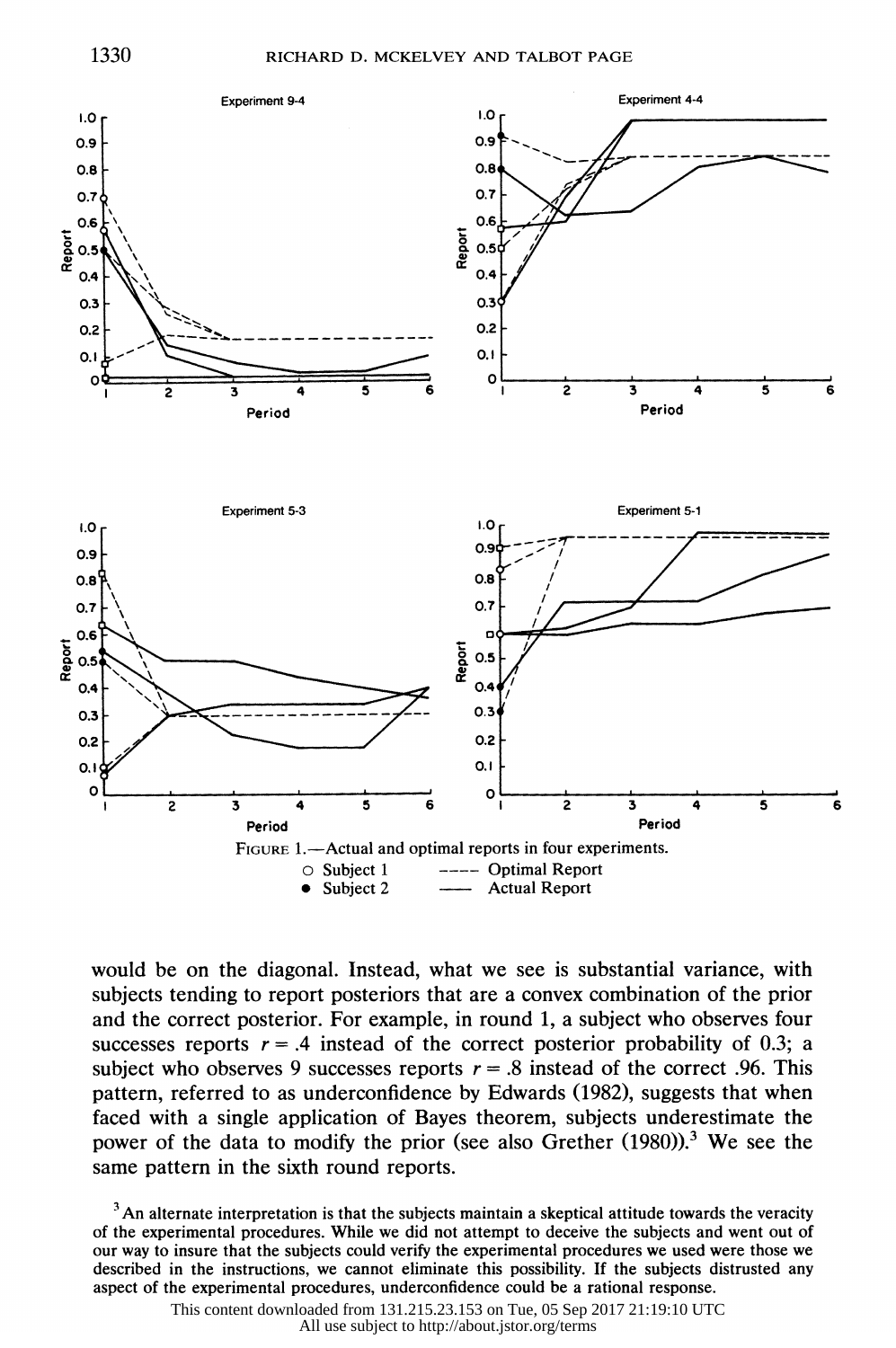FIGURE 1.—Actual and optimal reports in four experiments.

○ Subject 1 ---- Optimal Report

● Subject 2 —— Actual Report

would be on the diagonal. Instead, what we see is substantial variance, with subjects tending to report posteriors that are a convex combination of the prior and the correct posterior. For example, in round 1, a subject who observes four successes reports $r = .4$ instead of the correct posterior probability of 0.3; a subject who observes 9 successes reports $r = .8$ instead of the correct .96. This pattern, referred to as underconfidence by Edwards (1982), suggests that when faced with a single application of Bayes theorem, subjects underestimate the power of the data to modify the prior (see also Grether (1980)).[3] We see the same pattern in the sixth round reports.

[3] An alternate interpretation is that the subjects maintain a skeptical attitude towards the veracity of the experimental procedures. While we did not attempt to deceive the subjects and went out of our way to insure that the subjects could verify the experimental procedures we used were those we described in the instructions, we cannot eliminate this possibility. If the subjects distrusted any aspect of the experimental procedures, underconfidence could be a rational response.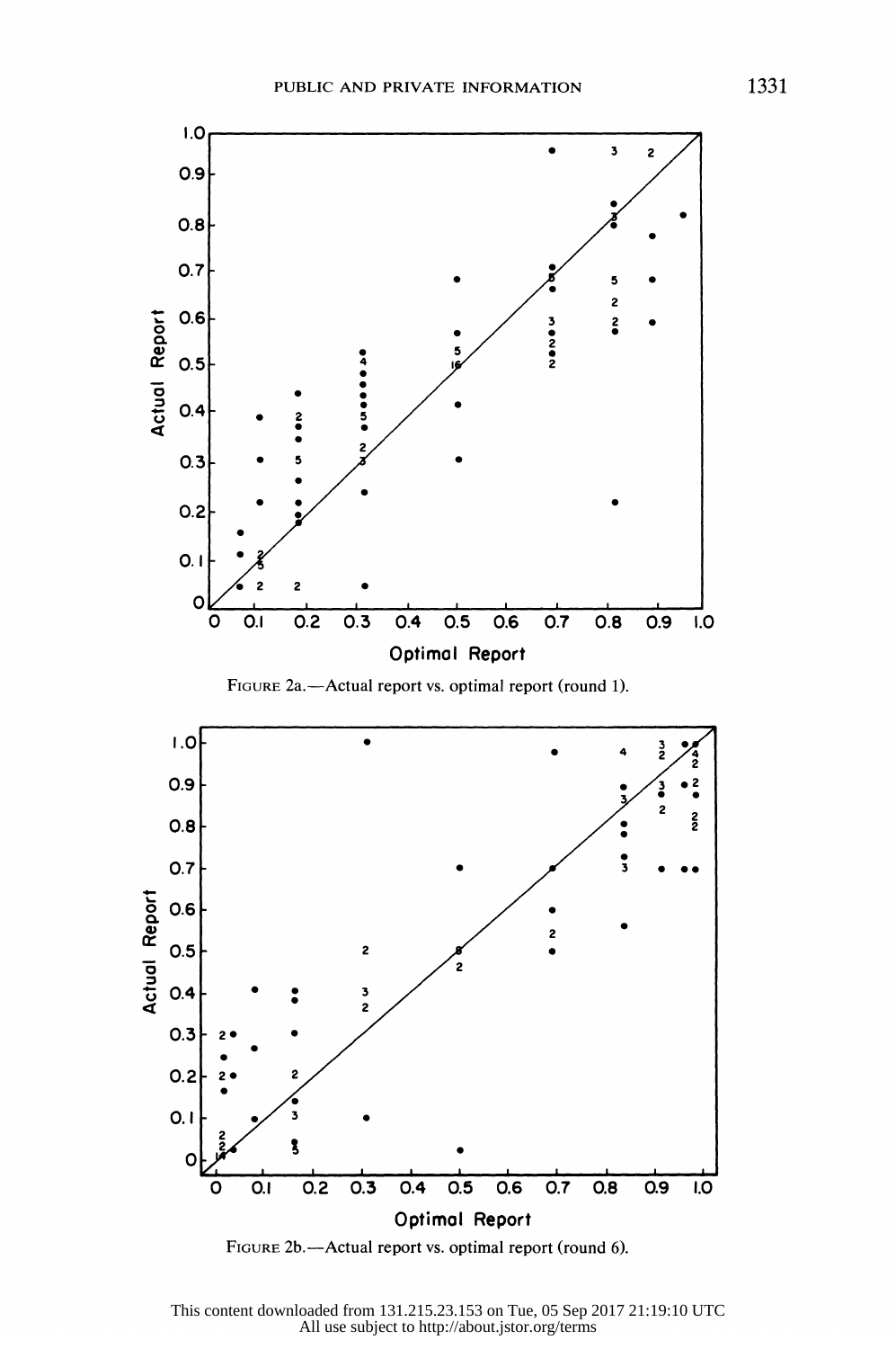FIGURE 2a.—Actual report vs. optimal report (round 1).

FIGURE 2b.—Actual report vs. optimal report (round 6).

This content downloaded from 131.215.23.153 on Tue, 05 Sep 2017 21:19:10 UTC
All use subject to http://about.jstor.org/terms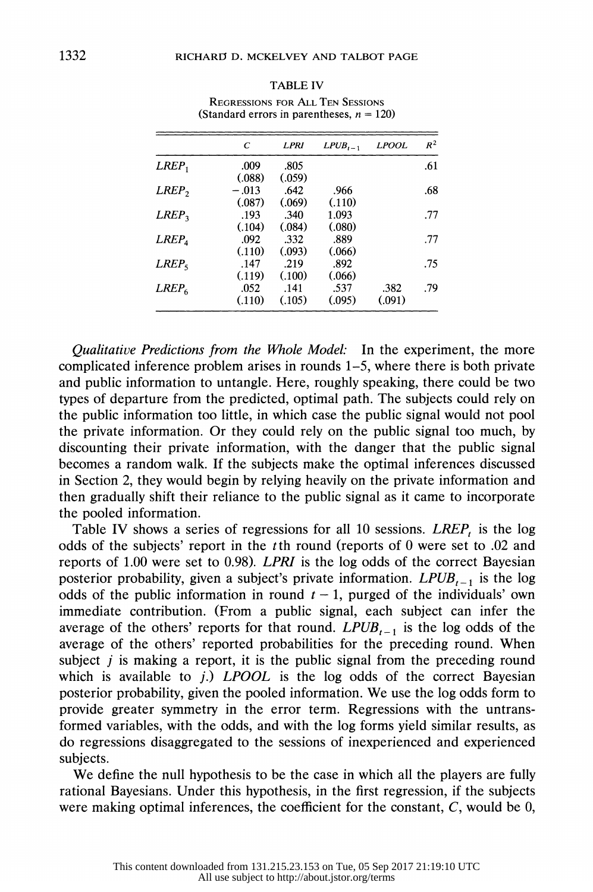TABLE IV

REGRESSIONS FOR ALL TEN SESSIONS
(Standard errors in parentheses, $n = 120$)

| | $C$ | $LPRI$ | $LPUB_{t-1}$ | $LPOOL$ | $R^2$ |
|---|---|---|---|---|---|
| $LREP_1$ | .009 | .805 | | | .61 |
| | (.088) | (.059) | | | |
| $LREP_2$ | −.013 | .642 | .966 | | .68 |
| | (.087) | (.069) | (.110) | | |
| $LREP_3$ | .193 | .340 | 1.093 | | .77 |
| | (.104) | (.084) | (.080) | | |
| $LREP_4$ | .092 | .332 | .889 | | .77 |
| | (.110) | (.093) | (.066) | | |
| $LREP_5$ | .147 | .219 | .892 | | .75 |
| | (.119) | (.100) | (.066) | | |
| $LREP_6$ | .052 | .141 | .537 | .382 | .79 |
| | (.110) | (.105) | (.095) | (.091) | |

*Qualitative Predictions from the Whole Model:* In the experiment, the more complicated inference problem arises in rounds 1–5, where there is both private and public information to untangle. Here, roughly speaking, there could be two types of departure from the predicted, optimal path. The subjects could rely on the public information too little, in which case the public signal would not pool the private information. Or they could rely on the public signal too much, by discounting their private information, with the danger that the public signal becomes a random walk. If the subjects make the optimal inferences discussed in Section 2, they would begin by relying heavily on the private information and then gradually shift their reliance to the public signal as it came to incorporate the pooled information.

Table IV shows a series of regressions for all 10 sessions. $LREP_t$ is the log odds of the subjects' report in the $t$th round (reports of 0 were set to .02 and reports of 1.00 were set to 0.98). $LPRI$ is the log odds of the correct Bayesian posterior probability, given a subject's private information. $LPUB_{t-1}$ is the log odds of the public information in round $t-1$, purged of the individuals' own immediate contribution. (From a public signal, each subject can infer the average of the others' reports for that round. $LPUB_{t-1}$ is the log odds of the average of the others' reported probabilities for the preceding round. When subject $j$ is making a report, it is the public signal from the preceding round which is available to $j$.) $LPOOL$ is the log odds of the correct Bayesian posterior probability, given the pooled information. We use the log odds form to provide greater symmetry in the error term. Regressions with the untransformed variables, with the odds, and with the log forms yield similar results, as do regressions disaggregated to the sessions of inexperienced and experienced subjects.

We define the null hypothesis to be the case in which all the players are fully rational Bayesians. Under this hypothesis, in the first regression, if the subjects were making optimal inferences, the coefficient for the constant, $C$, would be 0,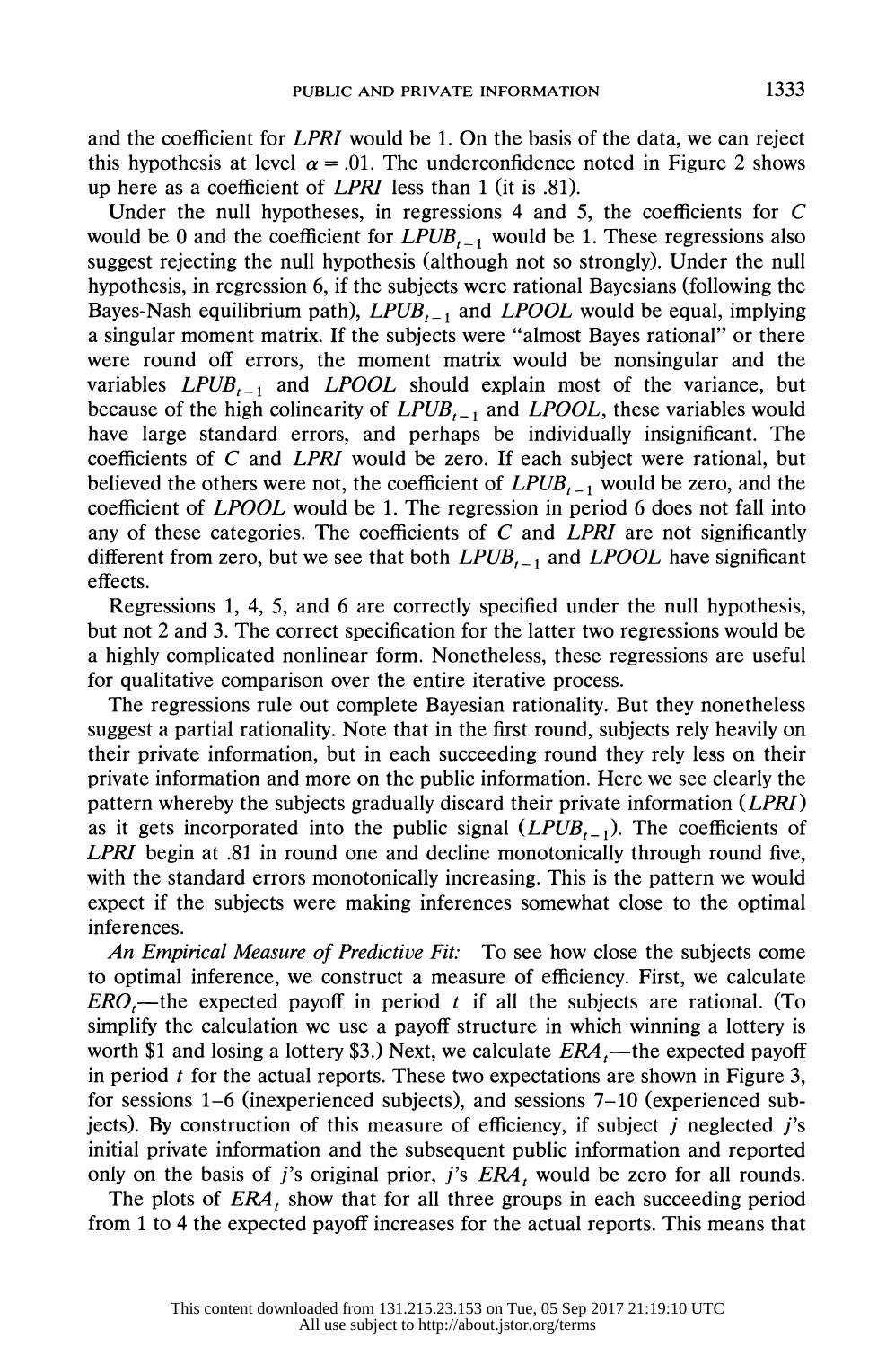and the coefficient for *LPRI* would be 1. On the basis of the data, we can reject this hypothesis at level $\alpha = .01$. The underconfidence noted in Figure 2 shows up here as a coefficient of *LPRI* less than 1 (it is .81).

Under the null hypotheses, in regressions 4 and 5, the coefficients for $C$ would be 0 and the coefficient for $LPUB_{t-1}$ would be 1. These regressions also suggest rejecting the null hypothesis (although not so strongly). Under the null hypothesis, in regression 6, if the subjects were rational Bayesians (following the Bayes-Nash equilibrium path), $LPUB_{t-1}$ and *LPOOL* would be equal, implying a singular moment matrix. If the subjects were "almost Bayes rational" or there were round off errors, the moment matrix would be nonsingular and the variables $LPUB_{t-1}$ and *LPOOL* should explain most of the variance, but because of the high colinearity of $LPUB_{t-1}$ and *LPOOL*, these variables would have large standard errors, and perhaps be individually insignificant. The coefficients of $C$ and *LPRI* would be zero. If each subject were rational, but believed the others were not, the coefficient of $LPUB_{t-1}$ would be zero, and the coefficient of *LPOOL* would be 1. The regression in period 6 does not fall into any of these categories. The coefficients of $C$ and *LPRI* are not significantly different from zero, but we see that both $LPUB_{t-1}$ and *LPOOL* have significant effects.

Regressions 1, 4, 5, and 6 are correctly specified under the null hypothesis, but not 2 and 3. The correct specification for the latter two regressions would be a highly complicated nonlinear form. Nonetheless, these regressions are useful for qualitative comparison over the entire iterative process.

The regressions rule out complete Bayesian rationality. But they nonetheless suggest a partial rationality. Note that in the first round, subjects rely heavily on their private information, but in each succeeding round they rely less on their private information and more on the public information. Here we see clearly the pattern whereby the subjects gradually discard their private information (*LPRI*) as it gets incorporated into the public signal ($LPUB_{t-1}$). The coefficients of *LPRI* begin at .81 in round one and decline monotonically through round five, with the standard errors monotonically increasing. This is the pattern we would expect if the subjects were making inferences somewhat close to the optimal inferences.

*An Empirical Measure of Predictive Fit:* To see how close the subjects come to optimal inference, we construct a measure of efficiency. First, we calculate $ERO_t$—the expected payoff in period $t$ if all the subjects are rational. (To simplify the calculation we use a payoff structure in which winning a lottery is worth \$1 and losing a lottery \$3.) Next, we calculate $ERA_t$—the expected payoff in period $t$ for the actual reports. These two expectations are shown in Figure 3, for sessions 1–6 (inexperienced subjects), and sessions 7–10 (experienced subjects). By construction of this measure of efficiency, if subject $j$ neglected $j$'s initial private information and the subsequent public information and reported only on the basis of $j$'s original prior, $j$'s $ERA_t$ would be zero for all rounds.

The plots of $ERA_t$ show that for all three groups in each succeeding period from 1 to 4 the expected payoff increases for the actual reports. This means that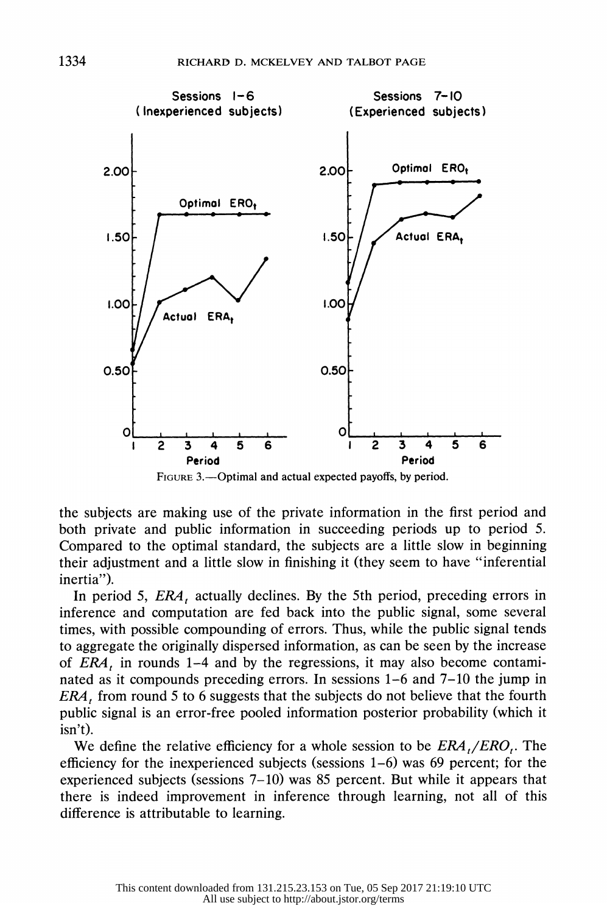FIGURE 3.—Optimal and actual expected payoffs, by period.

the subjects are making use of the private information in the first period and both private and public information in succeeding periods up to period 5. Compared to the optimal standard, the subjects are a little slow in beginning their adjustment and a little slow in finishing it (they seem to have "inferential inertia").

In period 5, $ERA_t$ actually declines. By the 5th period, preceding errors in inference and computation are fed back into the public signal, some several times, with possible compounding of errors. Thus, while the public signal tends to aggregate the originally dispersed information, as can be seen by the increase of $ERA_t$ in rounds 1–4 and by the regressions, it may also become contaminated as it compounds preceding errors. In sessions 1–6 and 7–10 the jump in $ERA_t$ from round 5 to 6 suggests that the subjects do not believe that the fourth public signal is an error-free pooled information posterior probability (which it isn't).

We define the relative efficiency for a whole session to be $ERA_t/ERO_t$. The efficiency for the inexperienced subjects (sessions 1–6) was 69 percent; for the experienced subjects (sessions 7–10) was 85 percent. But while it appears that there is indeed improvement in inference through learning, not all of this difference is attributable to learning.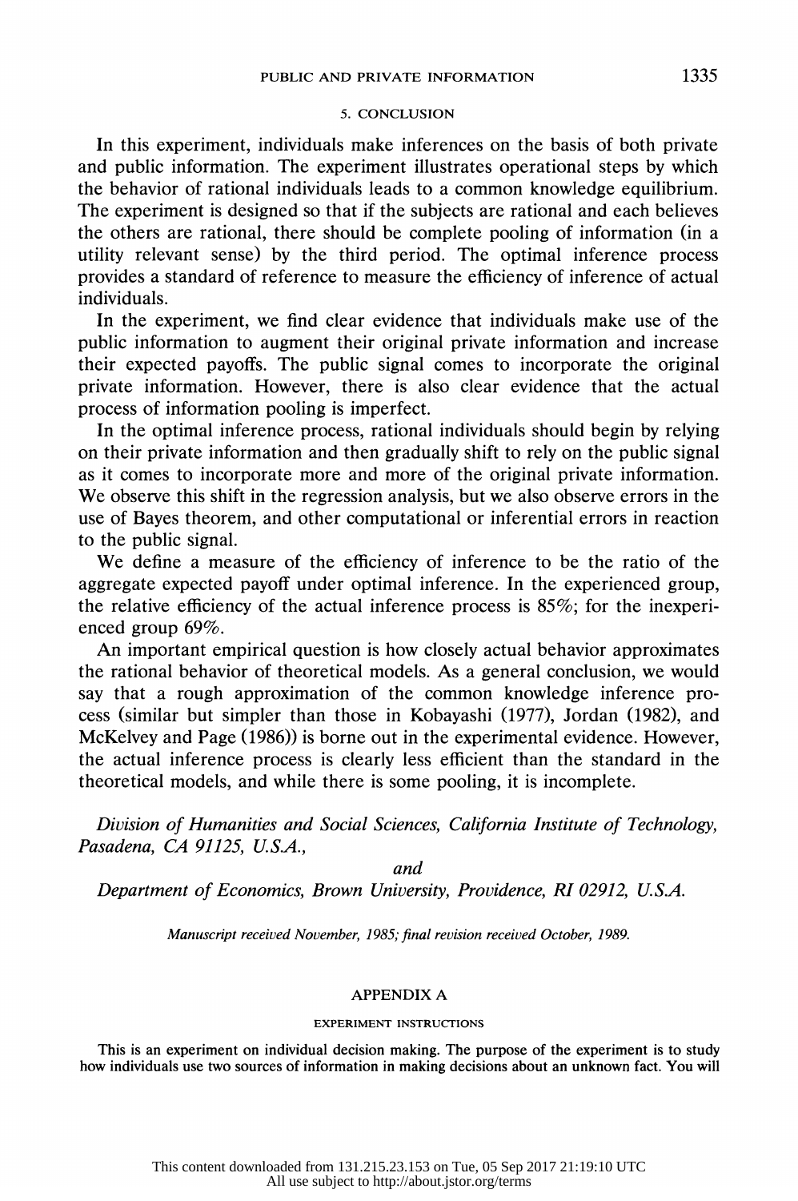## 5. CONCLUSION

In this experiment, individuals make inferences on the basis of both private and public information. The experiment illustrates operational steps by which the behavior of rational individuals leads to a common knowledge equilibrium. The experiment is designed so that if the subjects are rational and each believes the others are rational, there should be complete pooling of information (in a utility relevant sense) by the third period. The optimal inference process provides a standard of reference to measure the efficiency of inference of actual individuals.

In the experiment, we find clear evidence that individuals make use of the public information to augment their original private information and increase their expected payoffs. The public signal comes to incorporate the original private information. However, there is also clear evidence that the actual process of information pooling is imperfect.

In the optimal inference process, rational individuals should begin by relying on their private information and then gradually shift to rely on the public signal as it comes to incorporate more and more of the original private information. We observe this shift in the regression analysis, but we also observe errors in the use of Bayes theorem, and other computational or inferential errors in reaction to the public signal.

We define a measure of the efficiency of inference to be the ratio of the aggregate expected payoff under optimal inference. In the experienced group, the relative efficiency of the actual inference process is 85%; for the inexperienced group 69%.

An important empirical question is how closely actual behavior approximates the rational behavior of theoretical models. As a general conclusion, we would say that a rough approximation of the common knowledge inference process (similar but simpler than those in Kobayashi (1977), Jordan (1982), and McKelvey and Page (1986)) is borne out in the experimental evidence. However, the actual inference process is clearly less efficient than the standard in the theoretical models, and while there is some pooling, it is incomplete.

*Division of Humanities and Social Sciences, California Institute of Technology, Pasadena, CA 91125, U.S.A.,*

*and*

*Department of Economics, Brown University, Providence, RI 02912, U.S.A.*

*Manuscript received November, 1985; final revision received October, 1989.*

## APPENDIX A

### EXPERIMENT INSTRUCTIONS

This is an experiment on individual decision making. The purpose of the experiment is to study how individuals use two sources of information in making decisions about an unknown fact. You will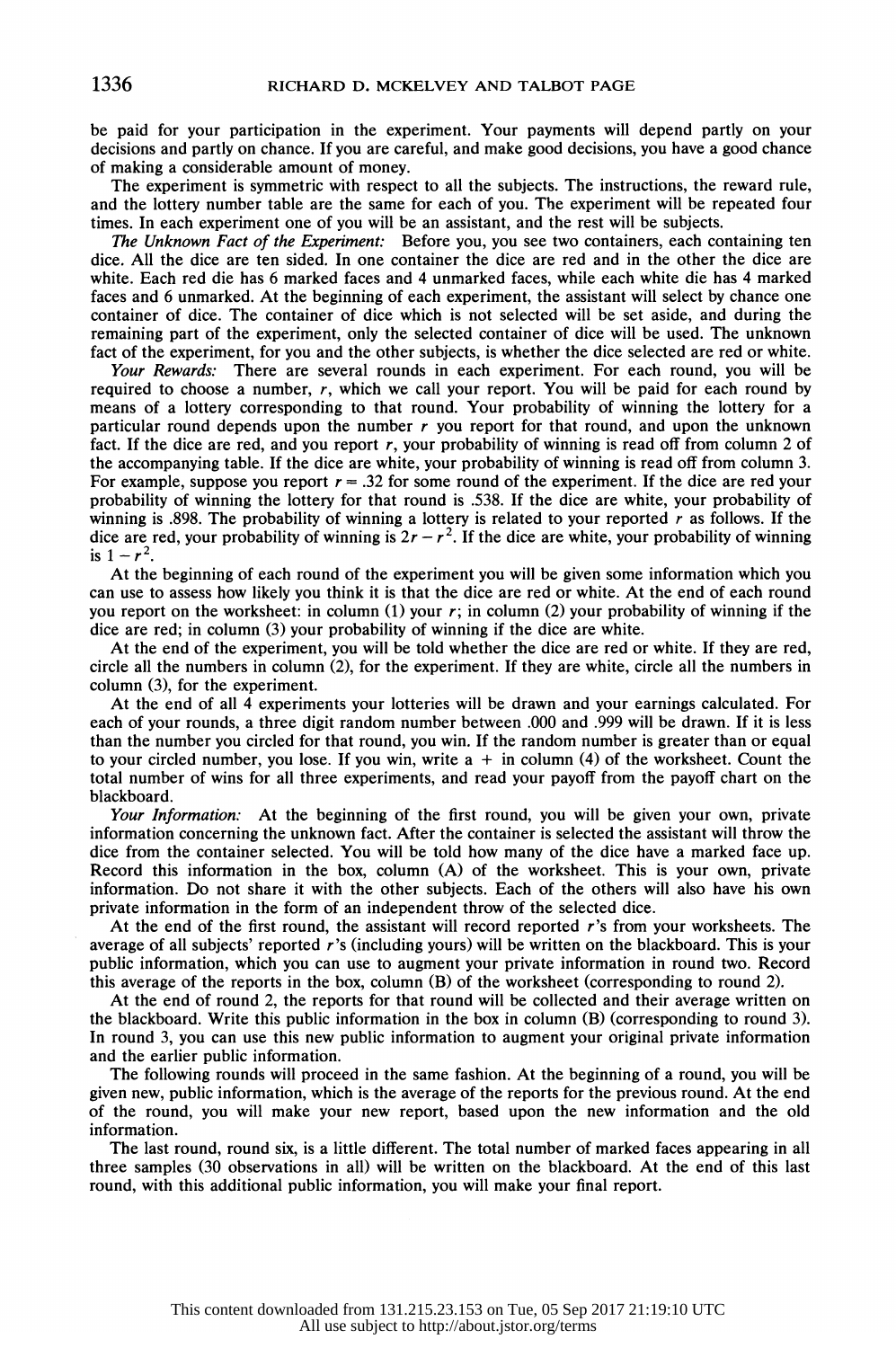be paid for your participation in the experiment. Your payments will depend partly on your decisions and partly on chance. If you are careful, and make good decisions, you have a good chance of making a considerable amount of money.

The experiment is symmetric with respect to all the subjects. The instructions, the reward rule, and the lottery number table are the same for each of you. The experiment will be repeated four times. In each experiment one of you will be an assistant, and the rest will be subjects.

*The Unknown Fact of the Experiment:* Before you, you see two containers, each containing ten dice. All the dice are ten sided. In one container the dice are red and in the other the dice are white. Each red die has 6 marked faces and 4 unmarked faces, while each white die has 4 marked faces and 6 unmarked. At the beginning of each experiment, the assistant will select by chance one container of dice. The container of dice which is not selected will be set aside, and during the remaining part of the experiment, only the selected container of dice will be used. The unknown fact of the experiment, for you and the other subjects, is whether the dice selected are red or white.

*Your Rewards:* There are several rounds in each experiment. For each round, you will be required to choose a number, $r$, which we call your report. You will be paid for each round by means of a lottery corresponding to that round. Your probability of winning the lottery for a particular round depends upon the number $r$ you report for that round, and upon the unknown fact. If the dice are red, and you report $r$, your probability of winning is read off from column 2 of the accompanying table. If the dice are white, your probability of winning is read off from column 3. For example, suppose you report $r = .32$ for some round of the experiment. If the dice are red your probability of winning the lottery for that round is .538. If the dice are white, your probability of winning is .898. The probability of winning a lottery is related to your reported $r$ as follows. If the dice are red, your probability of winning is $2r - r^2$. If the dice are white, your probability of winning is $1 - r^2$.

At the beginning of each round of the experiment you will be given some information which you can use to assess how likely you think it is that the dice are red or white. At the end of each round you report on the worksheet: in column (1) your $r$; in column (2) your probability of winning if the dice are red; in column (3) your probability of winning if the dice are white.

At the end of the experiment, you will be told whether the dice are red or white. If they are red, circle all the numbers in column (2), for the experiment. If they are white, circle all the numbers in column (3), for the experiment.

At the end of all 4 experiments your lotteries will be drawn and your earnings calculated. For each of your rounds, a three digit random number between .000 and .999 will be drawn. If it is less than the number you circled for that round, you win. If the random number is greater than or equal to your circled number, you lose. If you win, write a + in column (4) of the worksheet. Count the total number of wins for all three experiments, and read your payoff from the payoff chart on the blackboard.

*Your Information:* At the beginning of the first round, you will be given your own, private information concerning the unknown fact. After the container is selected the assistant will throw the dice from the container selected. You will be told how many of the dice have a marked face up. Record this information in the box, column (A) of the worksheet. This is your own, private information. Do not share it with the other subjects. Each of the others will also have his own private information in the form of an independent throw of the selected dice.

At the end of the first round, the assistant will record reported $r$'s from your worksheets. The average of all subjects' reported $r$'s (including yours) will be written on the blackboard. This is your public information, which you can use to augment your private information in round two. Record this average of the reports in the box, column (B) of the worksheet (corresponding to round 2).

At the end of round 2, the reports for that round will be collected and their average written on the blackboard. Write this public information in the box in column (B) (corresponding to round 3). In round 3, you can use this new public information to augment your original private information and the earlier public information.

The following rounds will proceed in the same fashion. At the beginning of a round, you will be given new, public information, which is the average of the reports for the previous round. At the end of the round, you will make your new report, based upon the new information and the old information.

The last round, round six, is a little different. The total number of marked faces appearing in all three samples (30 observations in all) will be written on the blackboard. At the end of this last round, with this additional public information, you will make your final report.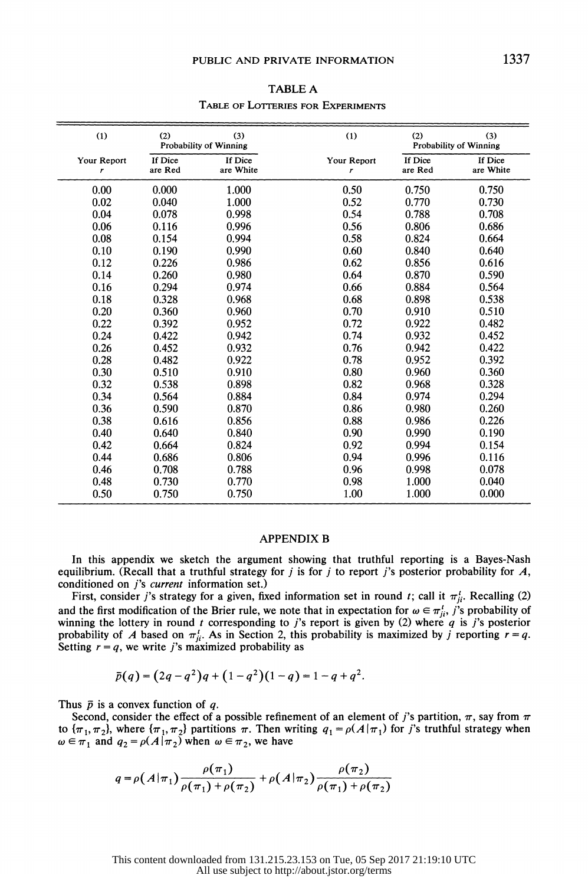TABLE A

Table of Lotteries for Experiments

| (1) | (2) | (3) | (1) | (2) | (3) |
|---|---|---|---|---|---|
| | Probability of Winning | | | Probability of Winning | |
| Your Report $r$ | If Dice are Red | If Dice are White | Your Report $r$ | If Dice are Red | If Dice are White |
| 0.00 | 0.000 | 1.000 | 0.50 | 0.750 | 0.750 |
| 0.02 | 0.040 | 1.000 | 0.52 | 0.770 | 0.730 |
| 0.04 | 0.078 | 0.998 | 0.54 | 0.788 | 0.708 |
| 0.06 | 0.116 | 0.996 | 0.56 | 0.806 | 0.686 |
| 0.08 | 0.154 | 0.994 | 0.58 | 0.824 | 0.664 |
| 0.10 | 0.190 | 0.990 | 0.60 | 0.840 | 0.640 |
| 0.12 | 0.226 | 0.986 | 0.62 | 0.856 | 0.616 |
| 0.14 | 0.260 | 0.980 | 0.64 | 0.870 | 0.590 |
| 0.16 | 0.294 | 0.974 | 0.66 | 0.884 | 0.564 |
| 0.18 | 0.328 | 0.968 | 0.68 | 0.898 | 0.538 |
| 0.20 | 0.360 | 0.960 | 0.70 | 0.910 | 0.510 |
| 0.22 | 0.392 | 0.952 | 0.72 | 0.922 | 0.482 |
| 0.24 | 0.422 | 0.942 | 0.74 | 0.932 | 0.452 |
| 0.26 | 0.452 | 0.932 | 0.76 | 0.942 | 0.422 |
| 0.28 | 0.482 | 0.922 | 0.78 | 0.952 | 0.392 |
| 0.30 | 0.510 | 0.910 | 0.80 | 0.960 | 0.360 |
| 0.32 | 0.538 | 0.898 | 0.82 | 0.968 | 0.328 |
| 0.34 | 0.564 | 0.884 | 0.84 | 0.974 | 0.294 |
| 0.36 | 0.590 | 0.870 | 0.86 | 0.980 | 0.260 |
| 0.38 | 0.616 | 0.856 | 0.88 | 0.986 | 0.226 |
| 0.40 | 0.640 | 0.840 | 0.90 | 0.990 | 0.190 |
| 0.42 | 0.664 | 0.824 | 0.92 | 0.994 | 0.154 |
| 0.44 | 0.686 | 0.806 | 0.94 | 0.996 | 0.116 |
| 0.46 | 0.708 | 0.788 | 0.96 | 0.998 | 0.078 |
| 0.48 | 0.730 | 0.770 | 0.98 | 1.000 | 0.040 |
| 0.50 | 0.750 | 0.750 | 1.00 | 1.000 | 0.000 |

## APPENDIX B

In this appendix we sketch the argument showing that truthful reporting is a Bayes-Nash equilibrium. (Recall that a truthful strategy for $j$ is for $j$ to report $j$'s posterior probability for $A$, conditioned on $j$'s *current* information set.)

First, consider $j$'s strategy for a given, fixed information set in round $t$; call it $\pi_{ji}^t$. Recalling (2) and the first modification of the Brier rule, we note that in expectation for $\omega \in \pi_{ji}^t$, $j$'s probability of winning the lottery in round $t$ corresponding to $j$'s report is given by (2) where $q$ is $j$'s posterior probability of $A$ based on $\pi_{ji}^t$. As in Section 2, this probability is maximized by $j$ reporting $r = q$. Setting $r = q$, we write $j$'s maximized probability as

$$\bar{p}(q) = (2q - q^2)q + (1 - q^2)(1 - q) = 1 - q + q^2.$$

Thus $\bar{p}$ is a convex function of $q$.

Second, consider the effect of a possible refinement of an element of $j$'s partition, $\pi$, say from $\pi$ to $\{\pi_1, \pi_2\}$, where $\{\pi_1, \pi_2\}$ partitions $\pi$. Then writing $q_1 = \rho(A|\pi_1)$ for $j$'s truthful strategy when $\omega \in \pi_1$ and $q_2 = \rho(A|\pi_2)$ when $\omega \in \pi_2$, we have

$$q = \rho(A|\pi_1)\frac{\rho(\pi_1)}{\rho(\pi_1) + \rho(\pi_2)} + \rho(A|\pi_2)\frac{\rho(\pi_2)}{\rho(\pi_1) + \rho(\pi_2)}$$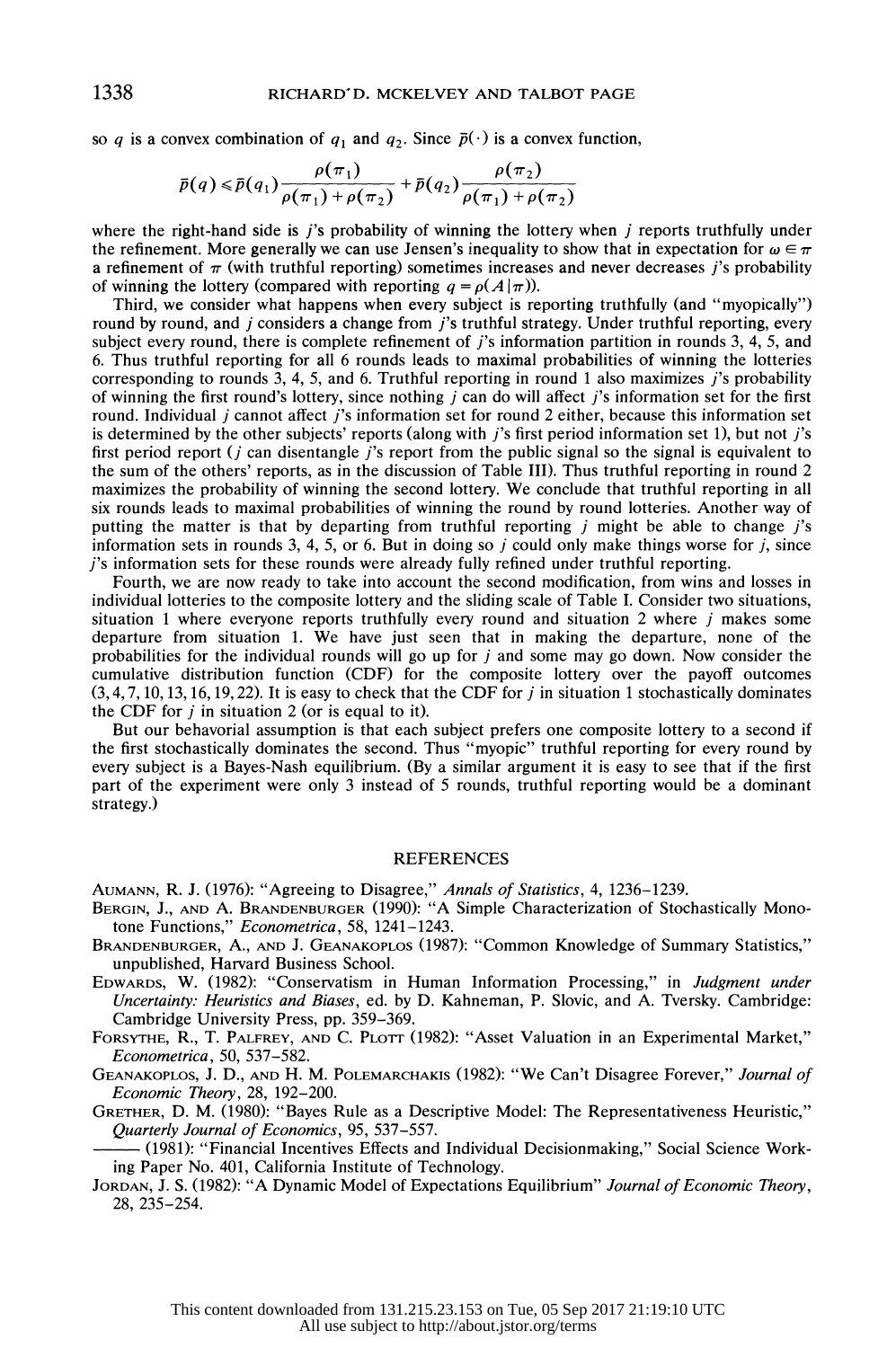so $q$ is a convex combination of $q_1$ and $q_2$. Since $\bar{p}(\cdot)$ is a convex function,

$$\bar{p}(q) \leqslant \bar{p}(q_1)\frac{\rho(\pi_1)}{\rho(\pi_1)+\rho(\pi_2)} + \bar{p}(q_2)\frac{\rho(\pi_2)}{\rho(\pi_1)+\rho(\pi_2)}$$

where the right-hand side is $j$'s probability of winning the lottery when $j$ reports truthfully under the refinement. More generally we can use Jensen's inequality to show that in expectation for $\omega \in \pi$ a refinement of $\pi$ (with truthful reporting) sometimes increases and never decreases $j$'s probability of winning the lottery (compared with reporting $q = \rho(A|\pi)$).

Third, we consider what happens when every subject is reporting truthfully (and "myopically") round by round, and $j$ considers a change from $j$'s truthful strategy. Under truthful reporting, every subject every round, there is complete refinement of $j$'s information partition in rounds 3, 4, 5, and 6. Thus truthful reporting for all 6 rounds leads to maximal probabilities of winning the lotteries corresponding to rounds 3, 4, 5, and 6. Truthful reporting in round 1 also maximizes $j$'s probability of winning the first round's lottery, since nothing $j$ can do will affect $j$'s information set for the first round. Individual $j$ cannot affect $j$'s information set for round 2 either, because this information set is determined by the other subjects' reports (along with $j$'s first period information set 1), but not $j$'s first period report ($j$ can disentangle $j$'s report from the public signal so the signal is equivalent to the sum of the others' reports, as in the discussion of Table III). Thus truthful reporting in round 2 maximizes the probability of winning the second lottery. We conclude that truthful reporting in all six rounds leads to maximal probabilities of winning the round by round lotteries. Another way of putting the matter is that by departing from truthful reporting $j$ might be able to change $j$'s information sets in rounds 3, 4, 5, or 6. But in doing so $j$ could only make things worse for $j$, since $j$'s information sets for these rounds were already fully refined under truthful reporting.

Fourth, we are now ready to take into account the second modification, from wins and losses in individual lotteries to the composite lottery and the sliding scale of Table I. Consider two situations, situation 1 where everyone reports truthfully every round and situation 2 where $j$ makes some departure from situation 1. We have just seen that in making the departure, none of the probabilities for the individual rounds will go up for $j$ and some may go down. Now consider the cumulative distribution function (CDF) for the composite lottery over the payoff outcomes $(3, 4, 7, 10, 13, 16, 19, 22)$. It is easy to check that the CDF for $j$ in situation 1 stochastically dominates the CDF for $j$ in situation 2 (or is equal to it).

But our behavorial assumption is that each subject prefers one composite lottery to a second if the first stochastically dominates the second. Thus "myopic" truthful reporting for every round by every subject is a Bayes-Nash equilibrium. (By a similar argument it is easy to see that if the first part of the experiment were only 3 instead of 5 rounds, truthful reporting would be a dominant strategy.)

## REFERENCES

AUMANN, R. J. (1976): "Agreeing to Disagree," *Annals of Statistics*, 4, 1236–1239.

BERGIN, J., AND A. BRANDENBURGER (1990): "A Simple Characterization of Stochastically Monotone Functions," *Econometrica*, 58, 1241–1243.

BRANDENBURGER, A., AND J. GEANAKOPLOS (1987): "Common Knowledge of Summary Statistics," unpublished, Harvard Business School.

EDWARDS, W. (1982): "Conservatism in Human Information Processing," in *Judgment under Uncertainty: Heuristics and Biases*, ed. by D. Kahneman, P. Slovic, and A. Tversky. Cambridge: Cambridge University Press, pp. 359–369.

FORSYTHE, R., T. PALFREY, AND C. PLOTT (1982): "Asset Valuation in an Experimental Market," *Econometrica*, 50, 537–582.

GEANAKOPLOS, J. D., AND H. M. POLEMARCHAKIS (1982): "We Can't Disagree Forever," *Journal of Economic Theory*, 28, 192–200.

GRETHER, D. M. (1980): "Bayes Rule as a Descriptive Model: The Representativeness Heuristic," *Quarterly Journal of Economics*, 95, 537–557.

——— (1981): "Financial Incentives Effects and Individual Decisionmaking," Social Science Working Paper No. 401, California Institute of Technology.

JORDAN, J. S. (1982): "A Dynamic Model of Expectations Equilibrium" *Journal of Economic Theory*, 28, 235–254.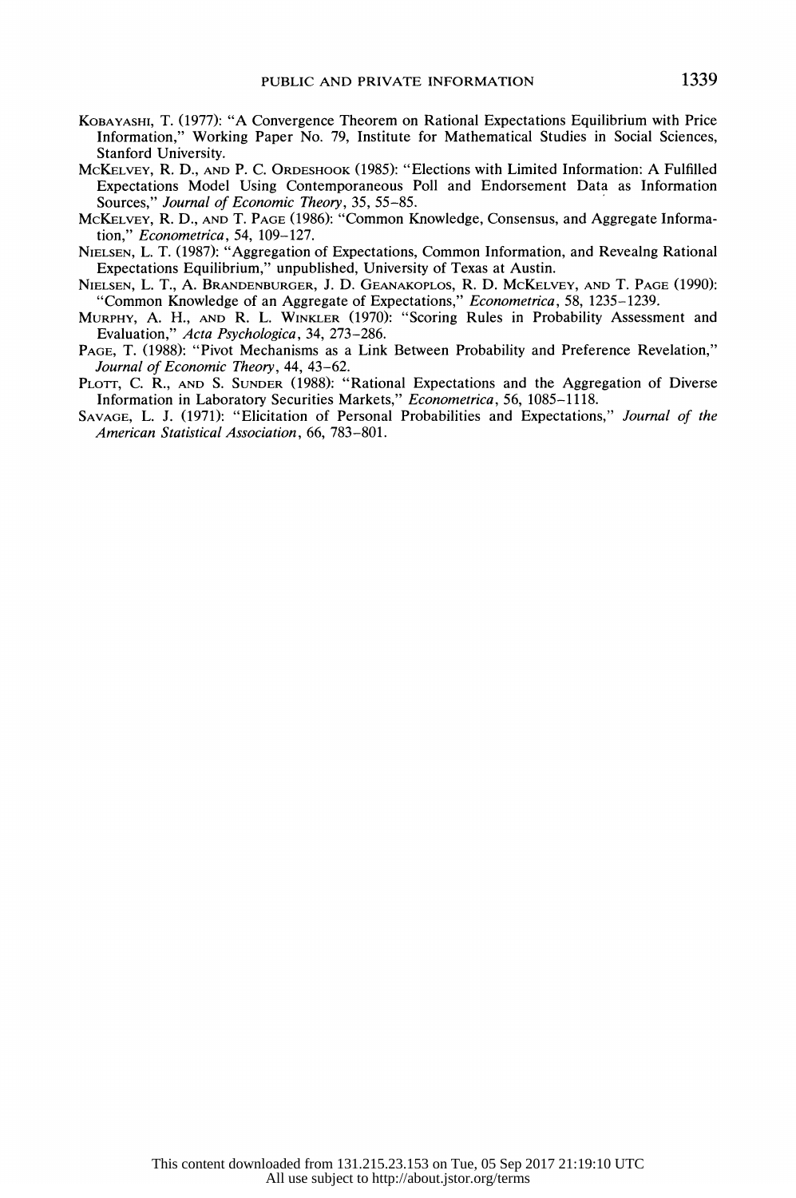KOBAYASHI, T. (1977): "A Convergence Theorem on Rational Expectations Equilibrium with Price Information," Working Paper No. 79, Institute for Mathematical Studies in Social Sciences, Stanford University.

MCKELVEY, R. D., AND P. C. ORDESHOOK (1985): "Elections with Limited Information: A Fulfilled Expectations Model Using Contemporaneous Poll and Endorsement Data as Information Sources," *Journal of Economic Theory*, 35, 55–85.

MCKELVEY, R. D., AND T. PAGE (1986): "Common Knowledge, Consensus, and Aggregate Information," *Econometrica*, 54, 109–127.

NIELSEN, L. T. (1987): "Aggregation of Expectations, Common Information, and Revealng Rational Expectations Equilibrium," unpublished, University of Texas at Austin.

NIELSEN, L. T., A. BRANDENBURGER, J. D. GEANAKOPLOS, R. D. MCKELVEY, AND T. PAGE (1990): "Common Knowledge of an Aggregate of Expectations," *Econometrica*, 58, 1235–1239.

MURPHY, A. H., AND R. L. WINKLER (1970): "Scoring Rules in Probability Assessment and Evaluation," *Acta Psychologica*, 34, 273–286.

PAGE, T. (1988): "Pivot Mechanisms as a Link Between Probability and Preference Revelation," *Journal of Economic Theory*, 44, 43–62.

PLOTT, C. R., AND S. SUNDER (1988): "Rational Expectations and the Aggregation of Diverse Information in Laboratory Securities Markets," *Econometrica*, 56, 1085–1118.

SAVAGE, L. J. (1971): "Elicitation of Personal Probabilities and Expectations," *Journal of the American Statistical Association*, 66, 783–801.